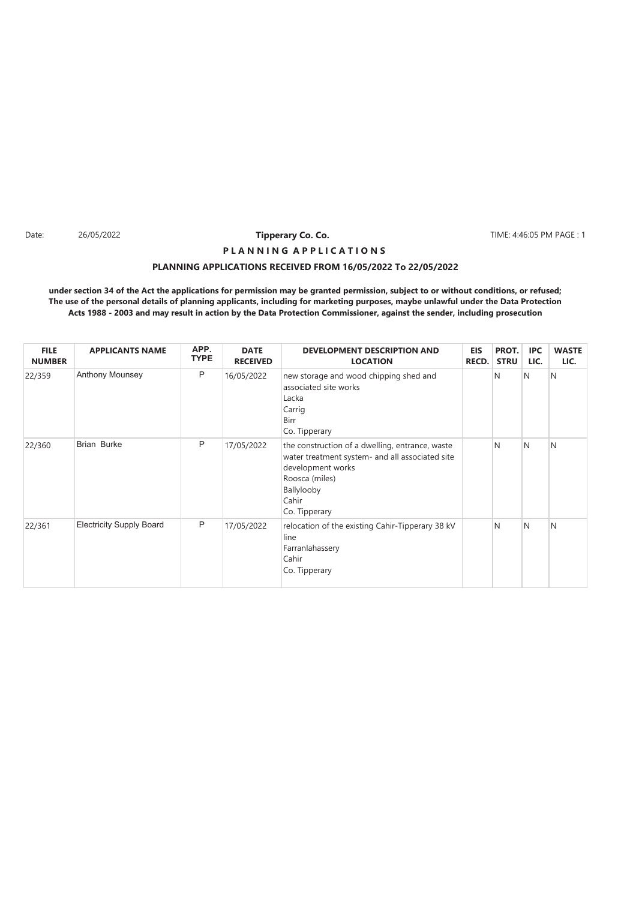Date: 26/05/2022

**Tipperary Co. Co.**

TIME: 4:46:05 PM

## P L A N N I N G A P P L I C A T I O N S

### PLANNING APPLICATIONS RECEIVED FROM 16/05/2022 To 22/05/2022

**under section 34 of the Act the applications for permission may be granted permission, subject to or without conditions, or refused; The use of the personal details of planning applicants, including for marketing purposes, maybe unlawful under the Data Protection Acts 1988 - 2003 and may result in action by the Data Protection Commissioner, against the sender, including prosecution**

| FILE NUMBER | APPLICANTS NAME | APP. TYPE | DATE RECEIVED | DEVELOPMENT DESCRIPTION AND LOCATION | EIS RECD. | PROT. STRU | IPC LIC. | WASTE LIC. |
|---|---|---|---|---|---|---|---|---|
| 22/359 | Anthony Mounsey | P | 16/05/2022 | new storage and wood chipping shed and associated site works<br>Lacka<br>Carrig<br>Birr<br>Co. Tipperary | | N | N | N |
| 22/360 | Brian Burke | P | 17/05/2022 | the construction of a dwelling, entrance, waste water treatment system- and all associated site development works<br>Roosca (miles)<br>Ballylooby<br>Cahir<br>Co. Tipperary | | N | N | N |
| 22/361 | Electricity Supply Board | P | 17/05/2022 | relocation of the existing Cahir-Tipperary 38 kV line<br>Farranlahassery<br>Cahir<br>Co. Tipperary | | N | N | N |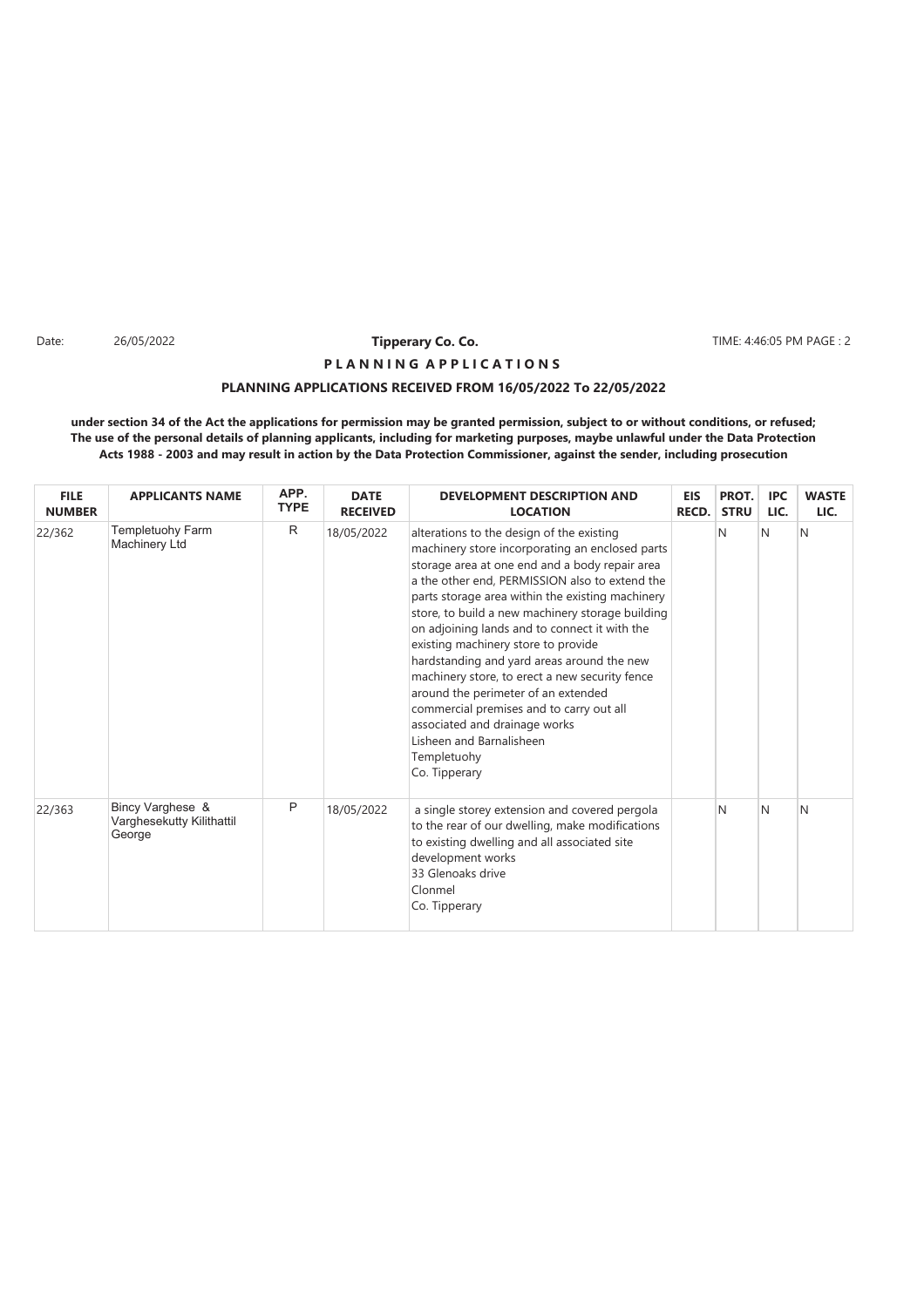Date: 26/05/2022 **Tipperary Co. Co.** TIME: 4:46:05 PM PAGE : 2

**P L A N N I N G A P P L I C A T I O N S**

**PLANNING APPLICATIONS RECEIVED FROM 16/05/2022 To 22/05/2022**

**under section 34 of the Act the applications for permission may be granted permission, subject to or without conditions, or refused; The use of the personal details of planning applicants, including for marketing purposes, maybe unlawful under the Data Protection Acts 1988 - 2003 and may result in action by the Data Protection Commissioner, against the sender, including prosecution**

| FILE NUMBER | APPLICANTS NAME | APP. TYPE | DATE RECEIVED | DEVELOPMENT DESCRIPTION AND LOCATION | EIS RECD. | PROT. STRU | IPC LIC. | WASTE LIC. |
|---|---|---|---|---|---|---|---|---|
| 22/362 | Templetuohy Farm Machinery Ltd | R | 18/05/2022 | alterations to the design of the existing machinery store incorporating an enclosed parts storage area at one end and a body repair area a the other end, PERMISSION also to extend the parts storage area within the existing machinery store, to build a new machinery storage building on adjoining lands and to connect it with the existing machinery store to provide hardstanding and yard areas around the new machinery store, to erect a new security fence around the perimeter of an extended commercial premises and to carry out all associated and drainage works<br>Lisheen and Barnalisheen<br>Templetuohy<br>Co. Tipperary | | N | N | N |
| 22/363 | Bincy Varghese & Varghesekutty Kilithattil George | P | 18/05/2022 | a single storey extension and covered pergola to the rear of our dwelling, make modifications to existing dwelling and all associated site development works<br>33 Glenoaks drive<br>Clonmel<br>Co. Tipperary | | N | N | N |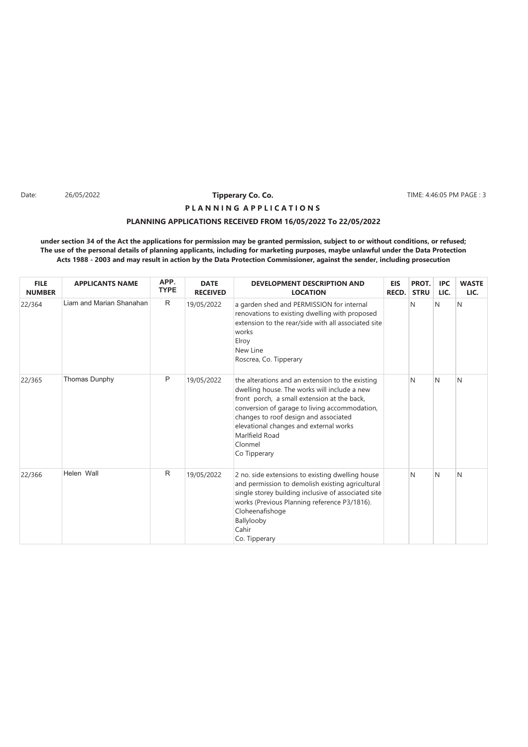Date: 26/05/2022 **Tipperary Co. Co.** TIME: 4:46:05 PM PAGE : 3

**P L A N N I N G A P P L I C A T I O N S**

**PLANNING APPLICATIONS RECEIVED FROM 16/05/2022 To 22/05/2022**

**under section 34 of the Act the applications for permission may be granted permission, subject to or without conditions, or refused; The use of the personal details of planning applicants, including for marketing purposes, maybe unlawful under the Data Protection Acts 1988 - 2003 and may result in action by the Data Protection Commissioner, against the sender, including prosecution**

| FILE NUMBER | APPLICANTS NAME | APP. TYPE | DATE RECEIVED | DEVELOPMENT DESCRIPTION AND LOCATION | EIS RECD. | PROT. STRU | IPC LIC. | WASTE LIC. |
|---|---|---|---|---|---|---|---|---|
| 22/364 | Liam and Marian Shanahan | R | 19/05/2022 | a garden shed and PERMISSION for internal renovations to existing dwelling with proposed extension to the rear/side with all associated site works<br>Elroy<br>New Line<br>Roscrea, Co. Tipperary | | N | N | N |
| 22/365 | Thomas Dunphy | P | 19/05/2022 | the alterations and an extension to the existing dwelling house. The works will include a new front porch, a small extension at the back, conversion of garage to living accommodation, changes to roof design and associated elevational changes and external works<br>Marlfield Road<br>Clonmel<br>Co Tipperary | | N | N | N |
| 22/366 | Helen Wall | R | 19/05/2022 | 2 no. side extensions to existing dwelling house and permission to demolish existing agricultural single storey building inclusive of associated site works (Previous Planning reference P3/1816).<br>Cloheenafishoge<br>Ballylooby<br>Cahir<br>Co. Tipperary | | N | N | N |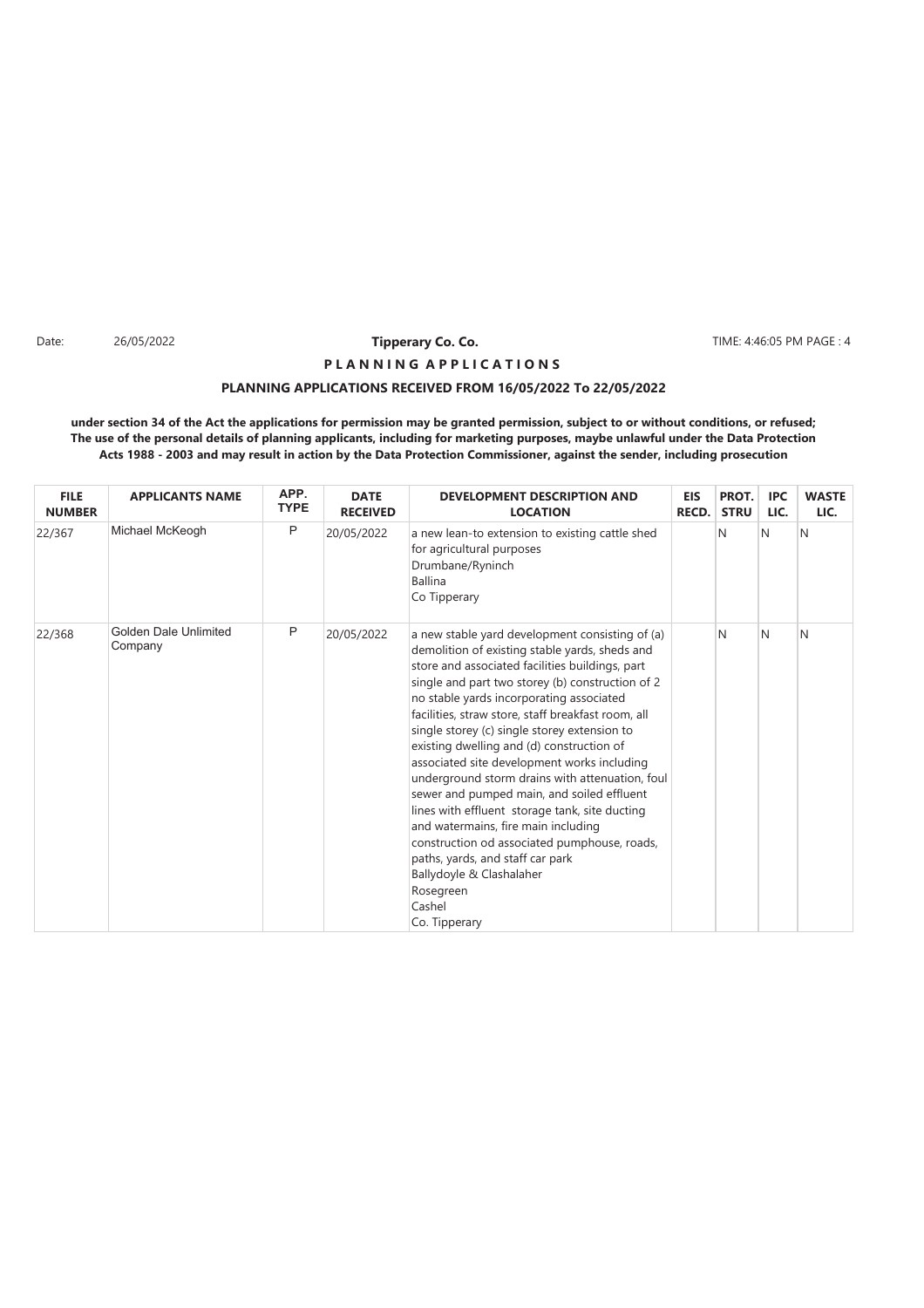**Tipperary Co. Co.**

**P L A N N I N G A P P L I C A T I O N S**

**PLANNING APPLICATIONS RECEIVED FROM 16/05/2022 To 22/05/2022**

**under section 34 of the Act the applications for permission may be granted permission, subject to or without conditions, or refused; The use of the personal details of planning applicants, including for marketing purposes, maybe unlawful under the Data Protection Acts 1988 - 2003 and may result in action by the Data Protection Commissioner, against the sender, including prosecution**

| FILE NUMBER | APPLICANTS NAME | APP. TYPE | DATE RECEIVED | DEVELOPMENT DESCRIPTION AND LOCATION | EIS RECD. | PROT. STRU | IPC LIC. | WASTE LIC. |
|---|---|---|---|---|---|---|---|---|
| 22/367 | Michael McKeogh | P | 20/05/2022 | a new lean-to extension to existing cattle shed for agricultural purposes<br>Drumbane/Ryninch<br>Ballina<br>Co Tipperary | | N | N | N |
| 22/368 | Golden Dale Unlimited Company | P | 20/05/2022 | a new stable yard development consisting of (a) demolition of existing stable yards, sheds and store and associated facilities buildings, part single and part two storey (b) construction of 2 no stable yards incorporating associated facilities, straw store, staff breakfast room, all single storey (c) single storey extension to existing dwelling and (d) construction of associated site development works including underground storm drains with attenuation, foul sewer and pumped main, and soiled effluent lines with effluent storage tank, site ducting and watermains, fire main including construction od associated pumphouse, roads, paths, yards, and staff car park<br>Ballydoyle & Clashalaher<br>Rosegreen<br>Cashel<br>Co. Tipperary | | N | N | N |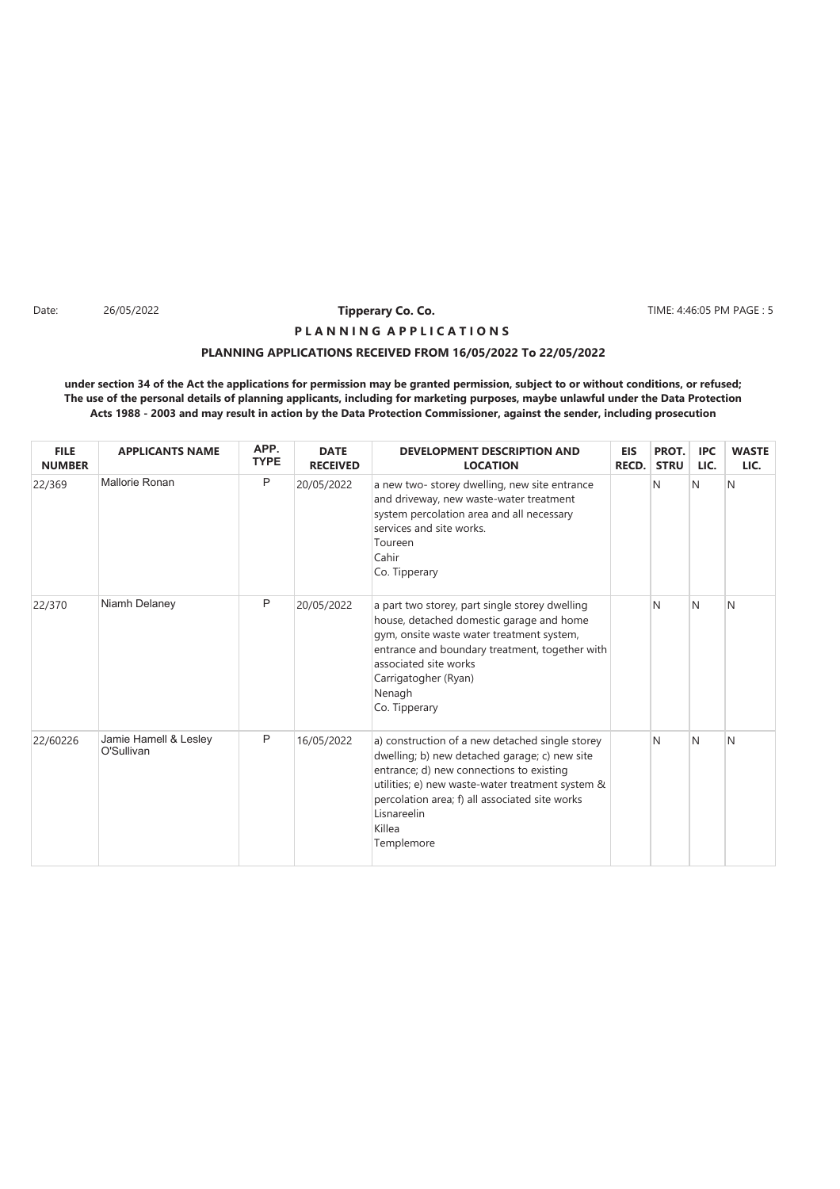Date: 26/05/2022 **Tipperary Co. Co.** TIME: 4:46:05 PM

**P L A N N I N G A P P L I C A T I O N S**

**PLANNING APPLICATIONS RECEIVED FROM 16/05/2022 To 22/05/2022**

**under section 34 of the Act the applications for permission may be granted permission, subject to or without conditions, or refused; The use of the personal details of planning applicants, including for marketing purposes, maybe unlawful under the Data Protection Acts 1988 - 2003 and may result in action by the Data Protection Commissioner, against the sender, including prosecution**

| FILE NUMBER | APPLICANTS NAME | APP. TYPE | DATE RECEIVED | DEVELOPMENT DESCRIPTION AND LOCATION | EIS RECD. | PROT. STRU | IPC LIC. | WASTE LIC. |
|---|---|---|---|---|---|---|---|---|
| 22/369 | Mallorie Ronan | P | 20/05/2022 | a new two- storey dwelling, new site entrance and driveway, new waste-water treatment system percolation area and all necessary services and site works.<br>Toureen<br>Cahir<br>Co. Tipperary | | N | N | N |
| 22/370 | Niamh Delaney | P | 20/05/2022 | a part two storey, part single storey dwelling house, detached domestic garage and home gym, onsite waste water treatment system, entrance and boundary treatment, together with associated site works<br>Carrigatogher (Ryan)<br>Nenagh<br>Co. Tipperary | | N | N | N |
| 22/60226 | Jamie Hamell & Lesley O'Sullivan | P | 16/05/2022 | a) construction of a new detached single storey dwelling; b) new detached garage; c) new site entrance; d) new connections to existing utilities; e) new waste-water treatment system & percolation area; f) all associated site works<br>Lisnareelin<br>Killea<br>Templemore | | N | N | N |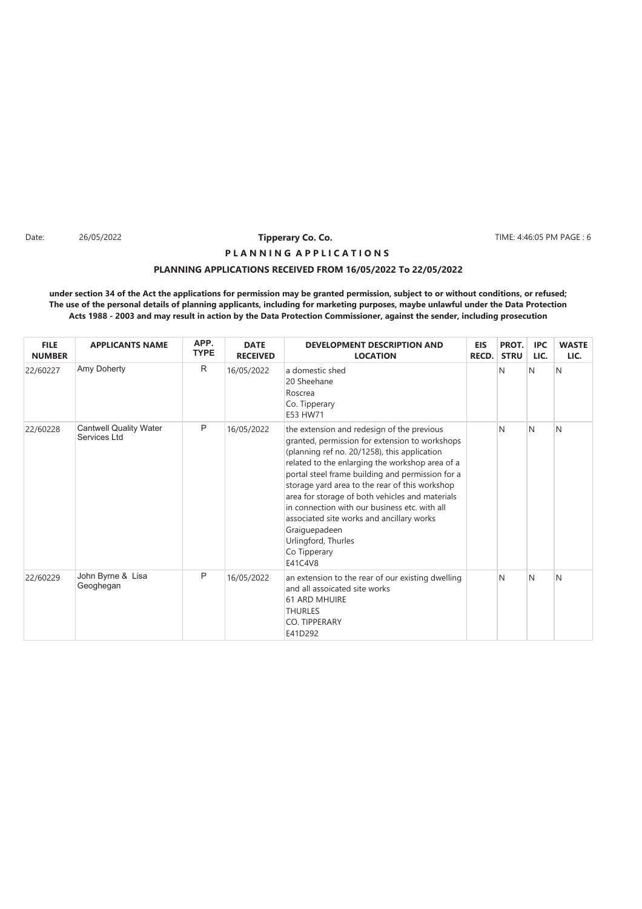**Tipperary Co. Co.**

**P L A N N I N G   A P P L I C A T I O N S**

**PLANNING APPLICATIONS RECEIVED FROM 16/05/2022 To 22/05/2022**

**under section 34 of the Act the applications for permission may be granted permission, subject to or without conditions, or refused; The use of the personal details of planning applicants, including for marketing purposes, maybe unlawful under the Data Protection Acts 1988 - 2003 and may result in action by the Data Protection Commissioner, against the sender, including prosecution**

| FILE NUMBER | APPLICANTS NAME | APP. TYPE | DATE RECEIVED | DEVELOPMENT DESCRIPTION AND LOCATION | EIS RECD. | PROT. STRU | IPC LIC. | WASTE LIC. |
|---|---|---|---|---|---|---|---|---|
| 22/60227 | Amy Doherty | R | 16/05/2022 | a domestic shed<br>20 Sheehane<br>Roscrea<br>Co. Tipperary<br>E53 HW71 | | N | N | N |
| 22/60228 | Cantwell Quality Water Services Ltd | P | 16/05/2022 | the extension and redesign of the previous granted, permission for extension to workshops (planning ref no. 20/1258), this application related to the enlarging the workshop area of a portal steel frame building and permission for a storage yard area to the rear of this workshop area for storage of both vehicles and materials in connection with our business etc. with all associated site works and ancillary works<br>Graiguepadeen<br>Urlingford, Thurles<br>Co Tipperary<br>E41C4V8 | | N | N | N |
| 22/60229 | John Byrne & Lisa Geoghegan | P | 16/05/2022 | an extension to the rear of our existing dwelling and all assoicated site works<br>61 ARD MHUIRE<br>THURLES<br>CO. TIPPERARY<br>E41D292 | | N | N | N |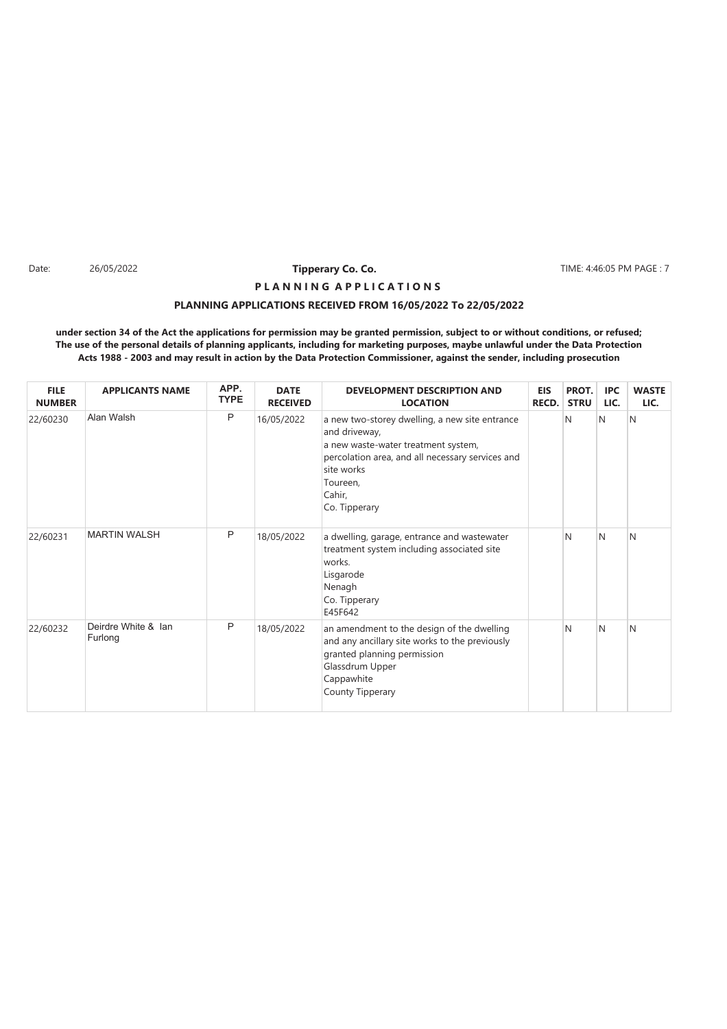Date: 26/05/2022 **Tipperary Co. Co.** TIME: 4:46:05 PM PAGE : 7

**P L A N N I N G A P P L I C A T I O N S**

**PLANNING APPLICATIONS RECEIVED FROM 16/05/2022 To 22/05/2022**

**under section 34 of the Act the applications for permission may be granted permission, subject to or without conditions, or refused; The use of the personal details of planning applicants, including for marketing purposes, maybe unlawful under the Data Protection Acts 1988 - 2003 and may result in action by the Data Protection Commissioner, against the sender, including prosecution**

| FILE NUMBER | APPLICANTS NAME | APP. TYPE | DATE RECEIVED | DEVELOPMENT DESCRIPTION AND LOCATION | EIS RECD. | PROT. STRU | IPC LIC. | WASTE LIC. |
|---|---|---|---|---|---|---|---|---|
| 22/60230 | Alan Walsh | P | 16/05/2022 | a new two-storey dwelling, a new site entrance and driveway, a new waste-water treatment system, percolation area, and all necessary services and site works Toureen, Cahir, Co. Tipperary | | N | N | N |
| 22/60231 | MARTIN WALSH | P | 18/05/2022 | a dwelling, garage, entrance and wastewater treatment system including associated site works. Lisgarode Nenagh Co. Tipperary E45F642 | | N | N | N |
| 22/60232 | Deirdre White & Ian Furlong | P | 18/05/2022 | an amendment to the design of the dwelling and any ancillary site works to the previously granted planning permission Glassdrum Upper Cappawhite County Tipperary | | N | N | N |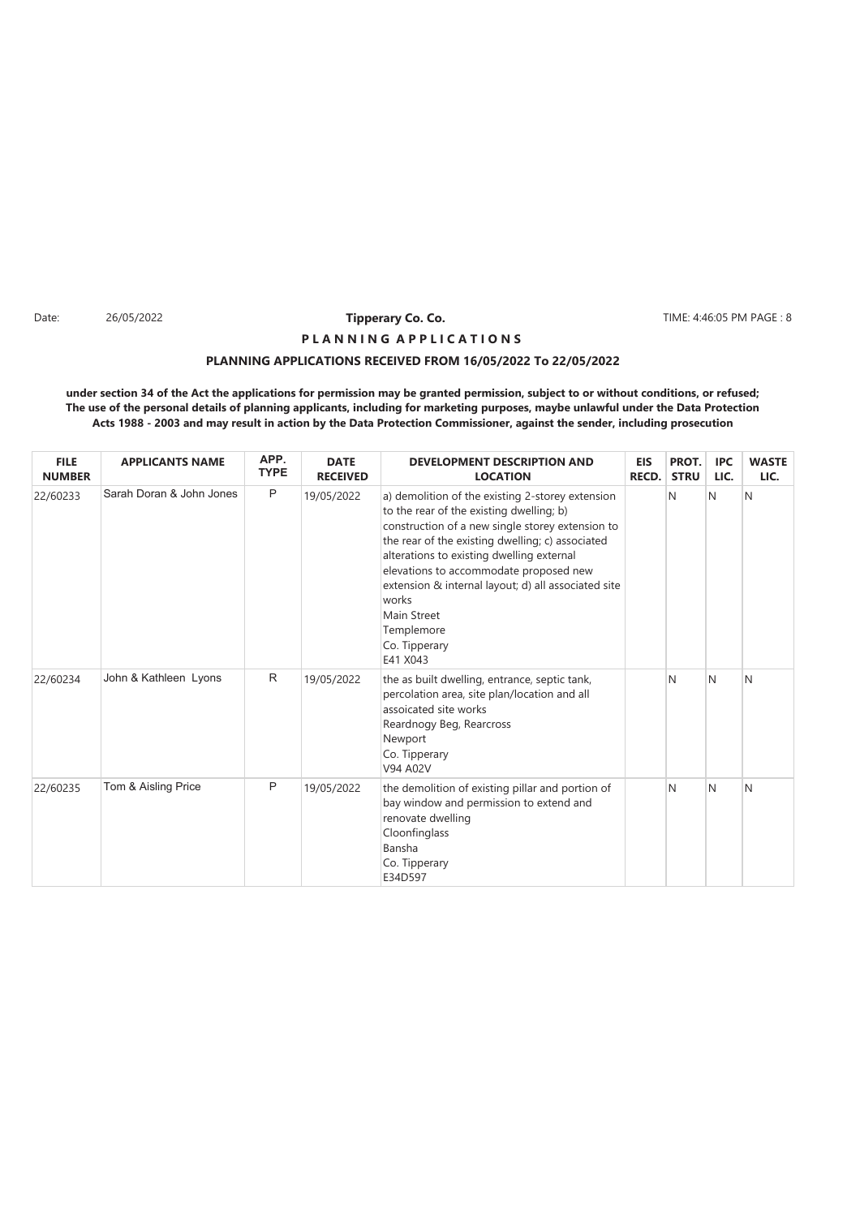Date: 26/05/2022 **Tipperary Co. Co.** TIME: 4:46:05 PM PAGE : 8

**P L A N N I N G A P P L I C A T I O N S**

**PLANNING APPLICATIONS RECEIVED FROM 16/05/2022 To 22/05/2022**

**under section 34 of the Act the applications for permission may be granted permission, subject to or without conditions, or refused; The use of the personal details of planning applicants, including for marketing purposes, maybe unlawful under the Data Protection Acts 1988 - 2003 and may result in action by the Data Protection Commissioner, against the sender, including prosecution**

| FILE NUMBER | APPLICANTS NAME | APP. TYPE | DATE RECEIVED | DEVELOPMENT DESCRIPTION AND LOCATION | EIS RECD. | PROT. STRU | IPC LIC. | WASTE LIC. |
|---|---|---|---|---|---|---|---|---|
| 22/60233 | Sarah Doran & John Jones | P | 19/05/2022 | a) demolition of the existing 2-storey extension to the rear of the existing dwelling; b) construction of a new single storey extension to the rear of the existing dwelling; c) associated alterations to existing dwelling external elevations to accommodate proposed new extension & internal layout; d) all associated site works<br>Main Street<br>Templemore<br>Co. Tipperary<br>E41 X043 | | N | N | N |
| 22/60234 | John & Kathleen Lyons | R | 19/05/2022 | the as built dwelling, entrance, septic tank, percolation area, site plan/location and all assoicated site works<br>Reardnogy Beg, Rearcross<br>Newport<br>Co. Tipperary<br>V94 A02V | | N | N | N |
| 22/60235 | Tom & Aisling Price | P | 19/05/2022 | the demolition of existing pillar and portion of bay window and permission to extend and renovate dwelling<br>Cloonfinglass<br>Bansha<br>Co. Tipperary<br>E34D597 | | N | N | N |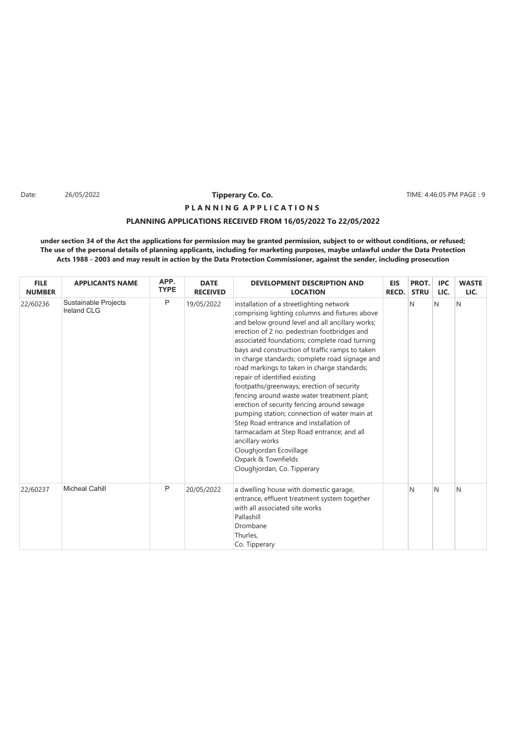Date: 26/05/2022 **Tipperary Co. Co.** TIME: 4:46:05 PM

**P L A N N I N G A P P L I C A T I O N S**

**PLANNING APPLICATIONS RECEIVED FROM 16/05/2022 To 22/05/2022**

**under section 34 of the Act the applications for permission may be granted permission, subject to or without conditions, or refused; The use of the personal details of planning applicants, including for marketing purposes, maybe unlawful under the Data Protection Acts 1988 - 2003 and may result in action by the Data Protection Commissioner, against the sender, including prosecution**

| FILE NUMBER | APPLICANTS NAME | APP. TYPE | DATE RECEIVED | DEVELOPMENT DESCRIPTION AND LOCATION | EIS RECD. | PROT. STRU | IPC LIC. | WASTE LIC. |
|---|---|---|---|---|---|---|---|---|
| 22/60236 | Sustainable Projects Ireland CLG | P | 19/05/2022 | installation of a streetlighting network comprising lighting columns and fixtures above and below ground level and all ancillary works; erection of 2 no. pedestrian footbridges and associated foundations; complete road turning bays and construction of traffic ramps to taken in charge standards; complete road signage and road markings to taken in charge standards; repair of identified existing footpaths/greenways; erection of security fencing around waste water treatment plant; erection of security fencing around sewage pumping station; connection of water main at Step Road entrance and installation of tarmacadam at Step Road entrance; and all ancillary works<br>Cloughjordan Ecovillage<br>Oxpark & Townfields<br>Cloughjordan, Co. Tipperary | | N | N | N |
| 22/60237 | Micheal Cahill | P | 20/05/2022 | a dwelling house with domestic garage, entrance, effluent treatment system together with all associated site works<br>Pallashill<br>Drombane<br>Thurles,<br>Co. Tipperary | | N | N | N |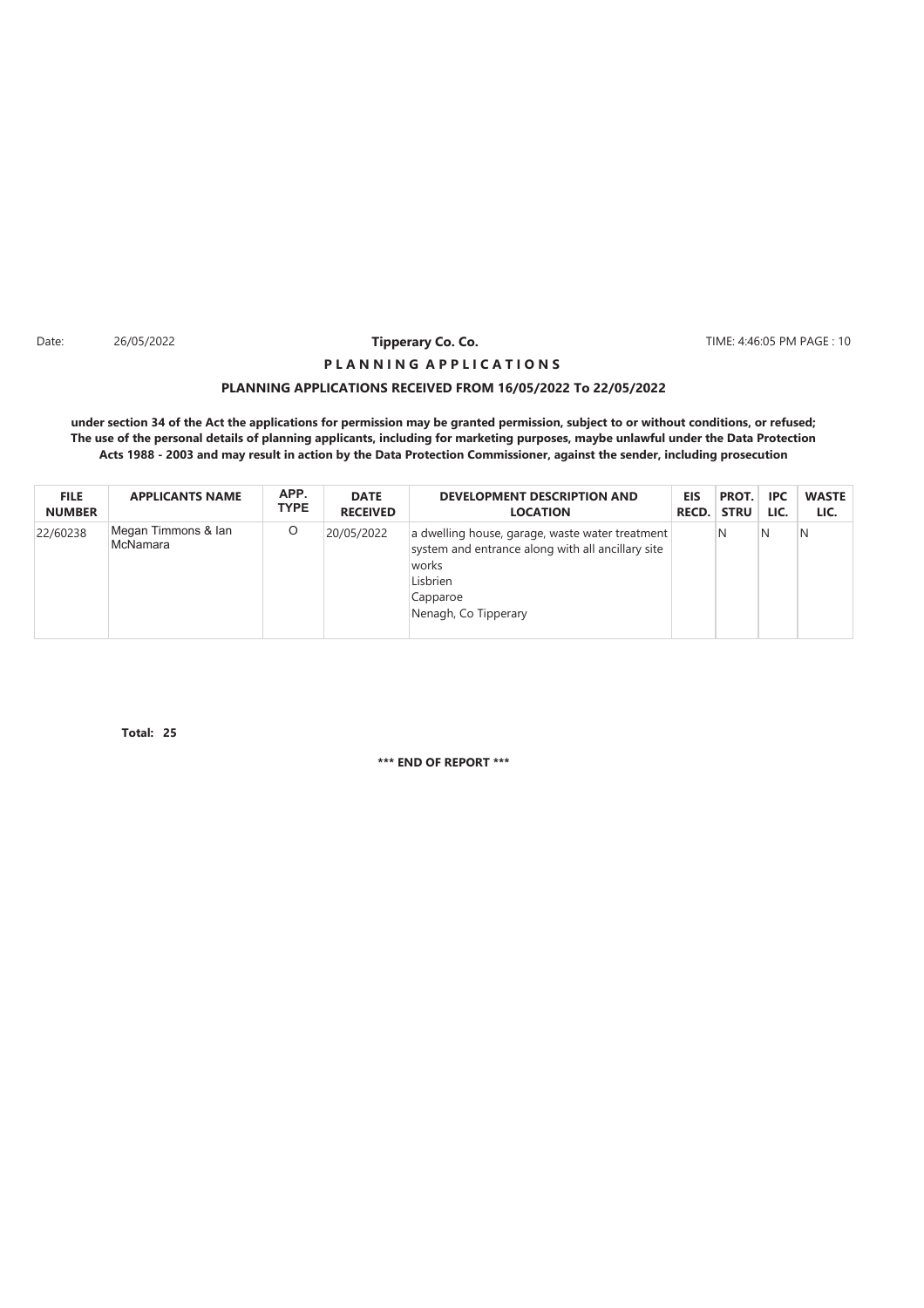Date: 26/05/2022 **Tipperary Co. Co.** TIME: 4:46:05 PM PAGE : 10

**P L A N N I N G   A P P L I C A T I O N S**

**PLANNING APPLICATIONS RECEIVED FROM 16/05/2022 To 22/05/2022**

**under section 34 of the Act the applications for permission may be granted permission, subject to or without conditions, or refused; The use of the personal details of planning applicants, including for marketing purposes, maybe unlawful under the Data Protection Acts 1988 - 2003 and may result in action by the Data Protection Commissioner, against the sender, including prosecution**

| FILE NUMBER | APPLICANTS NAME | APP. TYPE | DATE RECEIVED | DEVELOPMENT DESCRIPTION AND LOCATION | EIS RECD. | PROT. STRU | IPC LIC. | WASTE LIC. |
|---|---|---|---|---|---|---|---|---|
| 22/60238 | Megan Timmons & Ian McNamara | O | 20/05/2022 | a dwelling house, garage, waste water treatment system and entrance along with all ancillary site works<br>Lisbrien<br>Capparoe<br>Nenagh, Co Tipperary | | N | N | N |

**Total: 25**

**\*\*\* END OF REPORT \*\*\***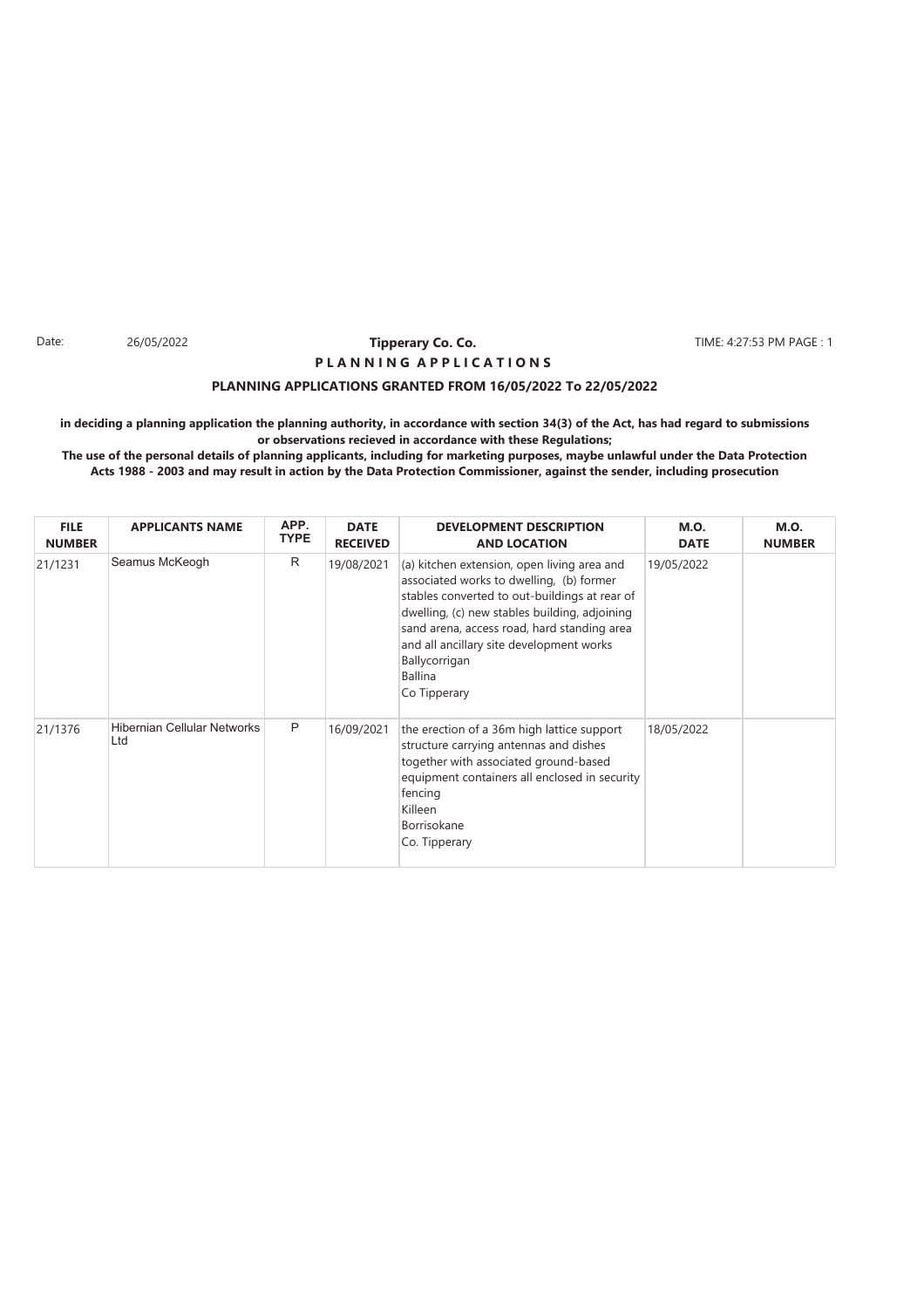Date: 26/05/2022

**Tipperary Co. Co.**

TIME: 4:27:53 PM PAGE : 1

**P L A N N I N G A P P L I C A T I O N S**

**PLANNING APPLICATIONS GRANTED FROM 16/05/2022 To 22/05/2022**

**in deciding a planning application the planning authority, in accordance with section 34(3) of the Act, has had regard to submissions or observations recieved in accordance with these Regulations;**

**The use of the personal details of planning applicants, including for marketing purposes, maybe unlawful under the Data Protection Acts 1988 - 2003 and may result in action by the Data Protection Commissioner, against the sender, including prosecution**

| FILE NUMBER | APPLICANTS NAME | APP. TYPE | DATE RECEIVED | DEVELOPMENT DESCRIPTION AND LOCATION | M.O. DATE | M.O. NUMBER |
|---|---|---|---|---|---|---|
| 21/1231 | Seamus McKeogh | R | 19/08/2021 | (a) kitchen extension, open living area and associated works to dwelling, (b) former stables converted to out-buildings at rear of dwelling, (c) new stables building, adjoining sand arena, access road, hard standing area and all ancillary site development works Ballycorrigan Ballina Co Tipperary | 19/05/2022 | |
| 21/1376 | Hibernian Cellular Networks Ltd | P | 16/09/2021 | the erection of a 36m high lattice support structure carrying antennas and dishes together with associated ground-based equipment containers all enclosed in security fencing Killeen Borrisokane Co. Tipperary | 18/05/2022 | |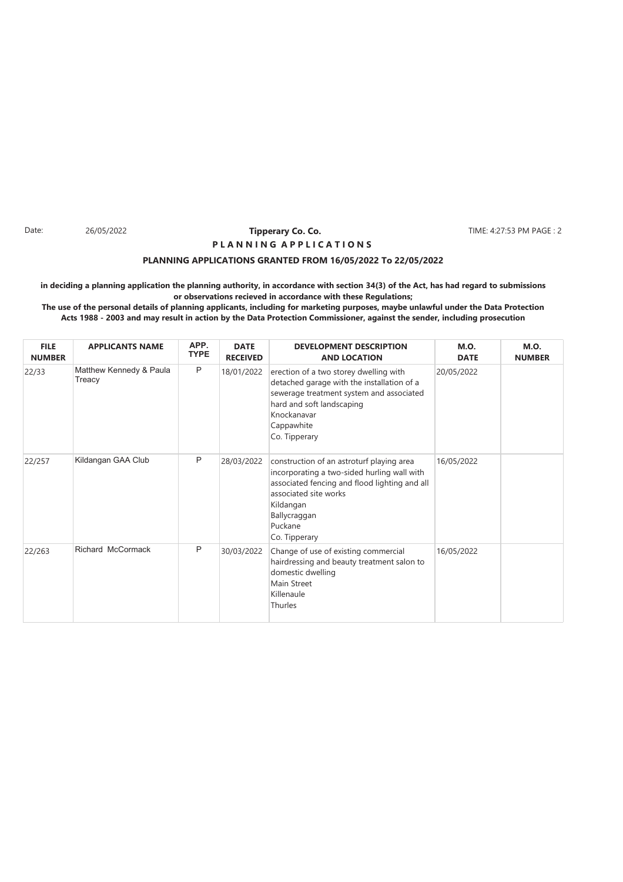Date: 26/05/2022

**Tipperary Co. Co.**

TIME: 4:27:53 PM PAGE : 2

**P L A N N I N G A P P L I C A T I O N S**

**PLANNING APPLICATIONS GRANTED FROM 16/05/2022 To 22/05/2022**

**in deciding a planning application the planning authority, in accordance with section 34(3) of the Act, has had regard to submissions or observations recieved in accordance with these Regulations;**

**The use of the personal details of planning applicants, including for marketing purposes, maybe unlawful under the Data Protection Acts 1988 - 2003 and may result in action by the Data Protection Commissioner, against the sender, including prosecution**

| FILE NUMBER | APPLICANTS NAME | APP. TYPE | DATE RECEIVED | DEVELOPMENT DESCRIPTION AND LOCATION | M.O. DATE | M.O. NUMBER |
|---|---|---|---|---|---|---|
| 22/33 | Matthew Kennedy & Paula Treacy | P | 18/01/2022 | erection of a two storey dwelling with detached garage with the installation of a sewerage treatment system and associated hard and soft landscaping<br>Knockanavar<br>Cappawhite<br>Co. Tipperary | 20/05/2022 | |
| 22/257 | Kildangan GAA Club | P | 28/03/2022 | construction of an astroturf playing area incorporating a two-sided hurling wall with associated fencing and flood lighting and all associated site works<br>Kildangan<br>Ballycraggan<br>Puckane<br>Co. Tipperary | 16/05/2022 | |
| 22/263 | Richard McCormack | P | 30/03/2022 | Change of use of existing commercial hairdressing and beauty treatment salon to domestic dwelling<br>Main Street<br>Killenaule<br>Thurles | 16/05/2022 | |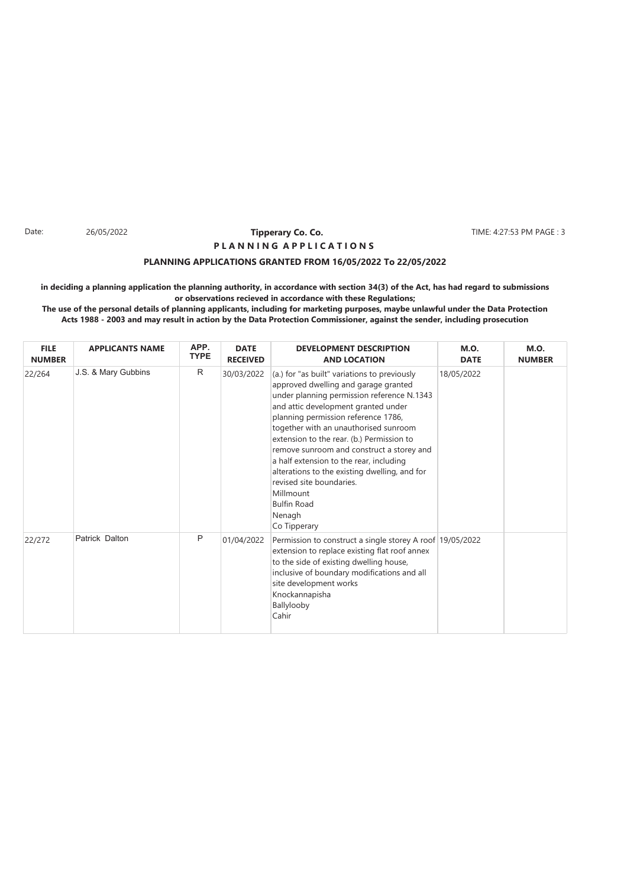**Tipperary Co. Co.**

**P L A N N I N G   A P P L I C A T I O N S**

**PLANNING APPLICATIONS GRANTED FROM 16/05/2022 To 22/05/2022**

**in deciding a planning application the planning authority, in accordance with section 34(3) of the Act, has had regard to submissions or observations recieved in accordance with these Regulations;**

**The use of the personal details of planning applicants, including for marketing purposes, maybe unlawful under the Data Protection Acts 1988 - 2003 and may result in action by the Data Protection Commissioner, against the sender, including prosecution**

| FILE NUMBER | APPLICANTS NAME | APP. TYPE | DATE RECEIVED | DEVELOPMENT DESCRIPTION AND LOCATION | M.O. DATE | M.O. NUMBER |
|---|---|---|---|---|---|---|
| 22/264 | J.S. & Mary Gubbins | R | 30/03/2022 | (a.) for "as built" variations to previously approved dwelling and garage granted under planning permission reference N.1343 and attic development granted under planning permission reference 1786, together with an unauthorised sunroom extension to the rear. (b.) Permission to remove sunroom and construct a storey and a half extension to the rear, including alterations to the existing dwelling, and for revised site boundaries.<br>Millmount<br>Bulfin Road<br>Nenagh<br>Co Tipperary | 18/05/2022 | |
| 22/272 | Patrick Dalton | P | 01/04/2022 | Permission to construct a single storey A roof extension to replace existing flat roof annex to the side of existing dwelling house, inclusive of boundary modifications and all site development works<br>Knockannapisha<br>Ballylooby<br>Cahir | 19/05/2022 | |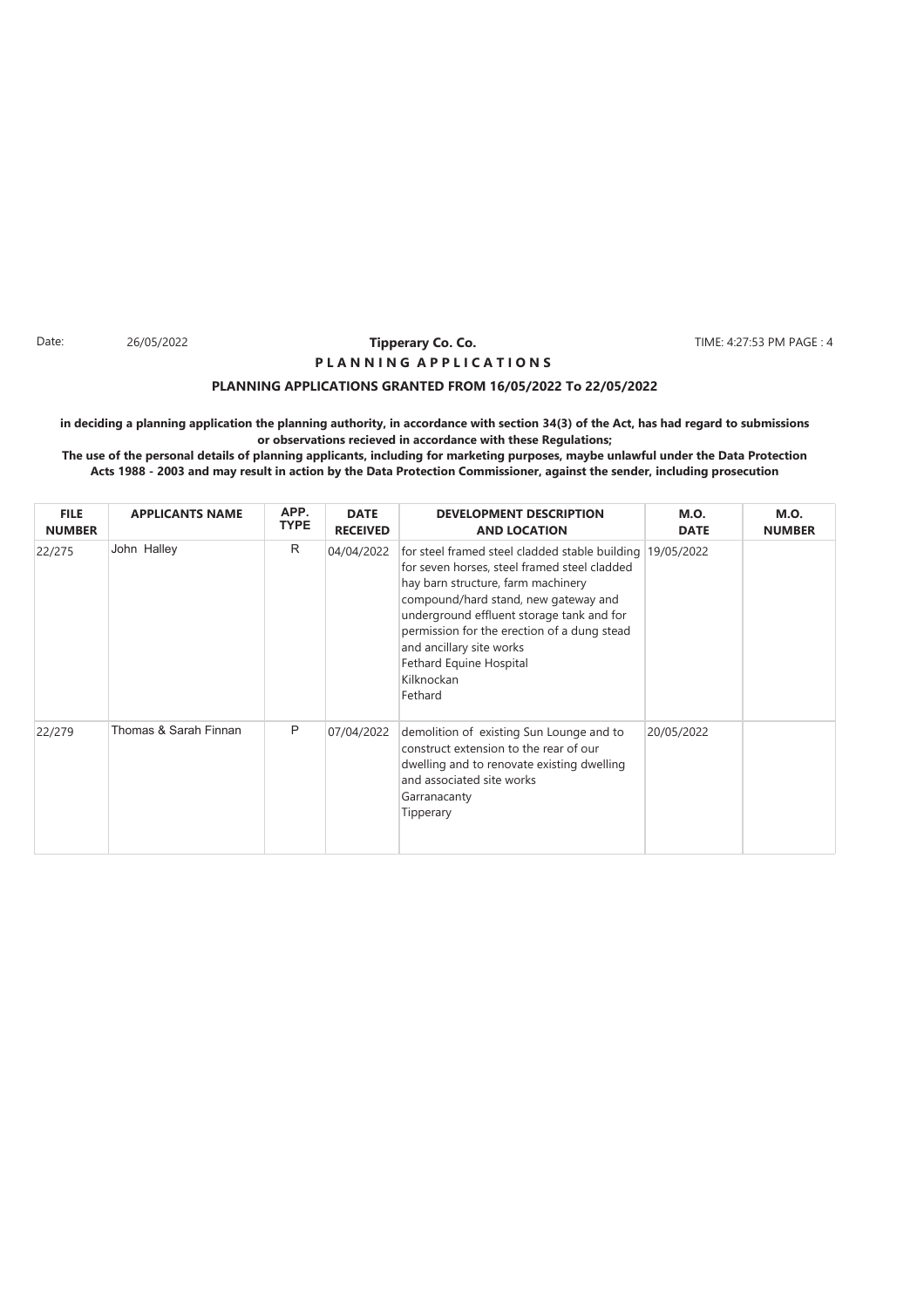Date: 26/05/2022

**Tipperary Co. Co.**

TIME: 4:27:53 PM PAGE : 4

**P L A N N I N G A P P L I C A T I O N S**

**PLANNING APPLICATIONS GRANTED FROM 16/05/2022 To 22/05/2022**

**in deciding a planning application the planning authority, in accordance with section 34(3) of the Act, has had regard to submissions or observations recieved in accordance with these Regulations;**

**The use of the personal details of planning applicants, including for marketing purposes, maybe unlawful under the Data Protection Acts 1988 - 2003 and may result in action by the Data Protection Commissioner, against the sender, including prosecution**

| FILE NUMBER | APPLICANTS NAME | APP. TYPE | DATE RECEIVED | DEVELOPMENT DESCRIPTION AND LOCATION | M.O. DATE | M.O. NUMBER |
|---|---|---|---|---|---|---|
| 22/275 | John Halley | R | 04/04/2022 | for steel framed steel cladded stable building for seven horses, steel framed steel cladded hay barn structure, farm machinery compound/hard stand, new gateway and underground effluent storage tank and for permission for the erection of a dung stead and ancillary site works<br>Fethard Equine Hospital<br>Kilknockan<br>Fethard | 19/05/2022 | |
| 22/279 | Thomas & Sarah Finnan | P | 07/04/2022 | demolition of existing Sun Lounge and to construct extension to the rear of our dwelling and to renovate existing dwelling and associated site works<br>Garranacanty<br>Tipperary | 20/05/2022 | |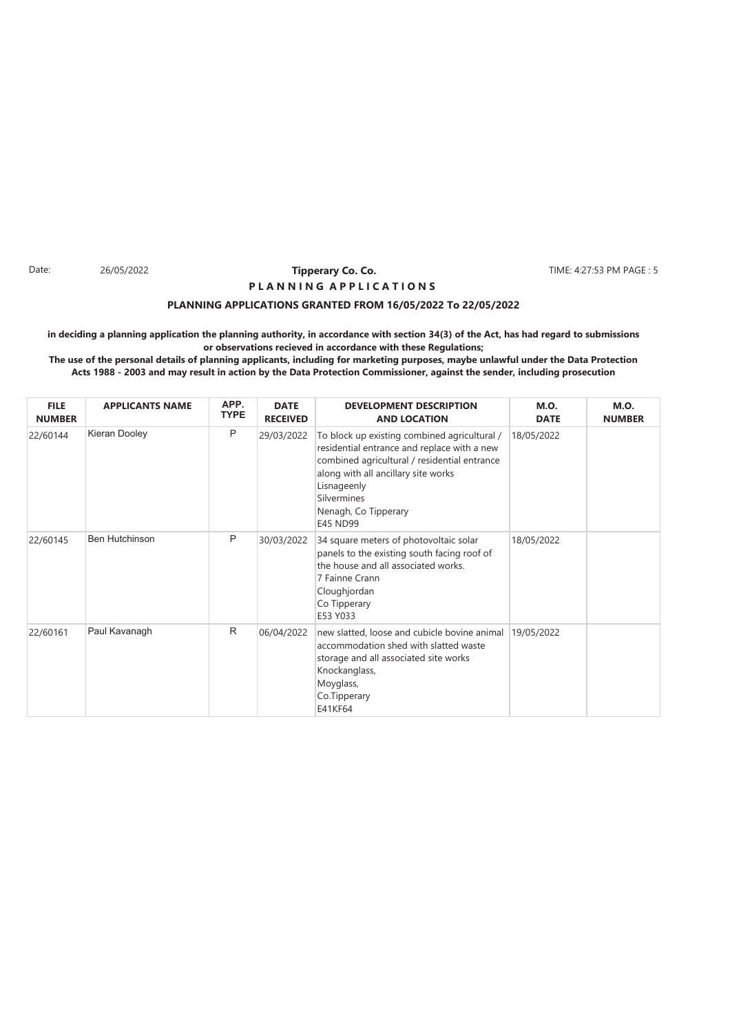Date: 26/05/2022

**Tipperary Co. Co.**

TIME: 4:27:53 PM PAGE : 5

**P L A N N I N G A P P L I C A T I O N S**

**PLANNING APPLICATIONS GRANTED FROM 16/05/2022 To 22/05/2022**

**in deciding a planning application the planning authority, in accordance with section 34(3) of the Act, has had regard to submissions or observations recieved in accordance with these Regulations;**

**The use of the personal details of planning applicants, including for marketing purposes, maybe unlawful under the Data Protection Acts 1988 - 2003 and may result in action by the Data Protection Commissioner, against the sender, including prosecution**

| FILE NUMBER | APPLICANTS NAME | APP. TYPE | DATE RECEIVED | DEVELOPMENT DESCRIPTION AND LOCATION | M.O. DATE | M.O. NUMBER |
|---|---|---|---|---|---|---|
| 22/60144 | Kieran Dooley | P | 29/03/2022 | To block up existing combined agricultural / residential entrance and replace with a new combined agricultural / residential entrance along with all ancillary site works Lisnageenly Silvermines Nenagh, Co Tipperary E45 ND99 | 18/05/2022 | |
| 22/60145 | Ben Hutchinson | P | 30/03/2022 | 34 square meters of photovoltaic solar panels to the existing south facing roof of the house and all associated works. 7 Fainne Crann Cloughjordan Co Tipperary E53 Y033 | 18/05/2022 | |
| 22/60161 | Paul Kavanagh | R | 06/04/2022 | new slatted, loose and cubicle bovine animal accommodation shed with slatted waste storage and all associated site works Knockanglass, Moyglass, Co.Tipperary E41KF64 | 19/05/2022 | |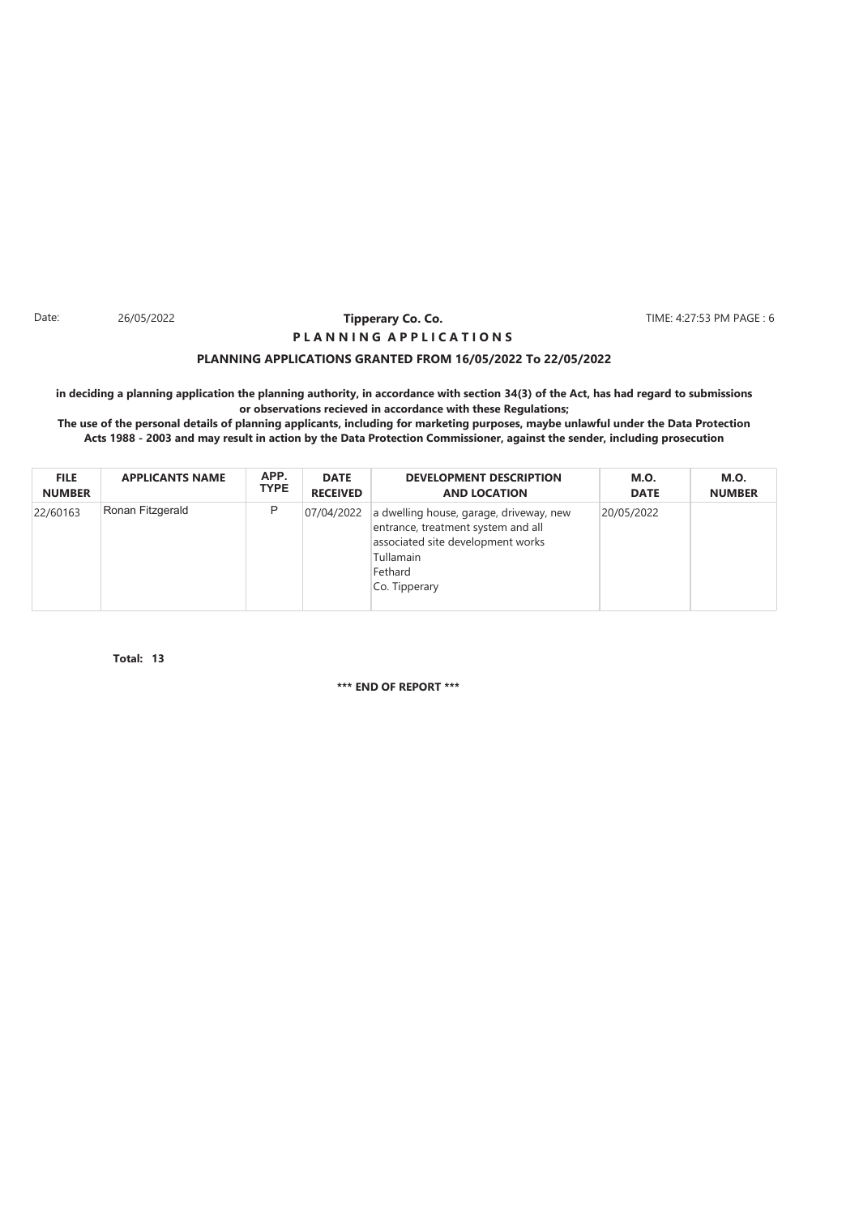**Tipperary Co. Co.**

**P L A N N I N G A P P L I C A T I O N S**

**PLANNING APPLICATIONS GRANTED FROM 16/05/2022 To 22/05/2022**

**in deciding a planning application the planning authority, in accordance with section 34(3) of the Act, has had regard to submissions or observations recieved in accordance with these Regulations;**

**The use of the personal details of planning applicants, including for marketing purposes, maybe unlawful under the Data Protection Acts 1988 - 2003 and may result in action by the Data Protection Commissioner, against the sender, including prosecution**

| FILE NUMBER | APPLICANTS NAME | APP. TYPE | DATE RECEIVED | DEVELOPMENT DESCRIPTION AND LOCATION | M.O. DATE | M.O. NUMBER |
|---|---|---|---|---|---|---|
| 22/60163 | Ronan Fitzgerald | P | 07/04/2022 | a dwelling house, garage, driveway, new entrance, treatment system and all associated site development works<br>Tullamain<br>Fethard<br>Co. Tipperary | 20/05/2022 | |

**Total: 13**

**\*\*\* END OF REPORT \*\*\***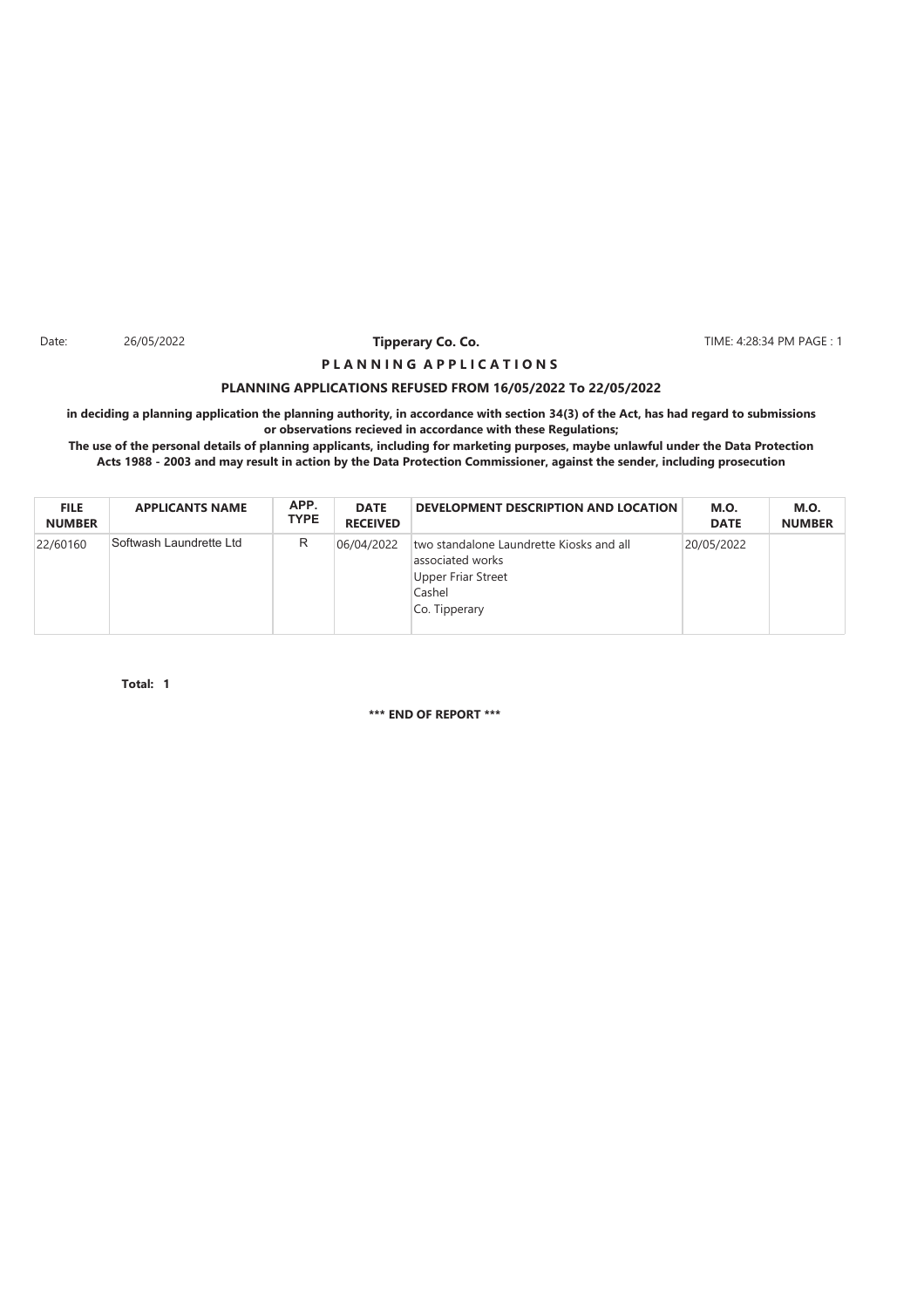Date: 26/05/2022 **Tipperary Co. Co.** TIME: 4:28:34 PM PAGE : 1

**P L A N N I N G A P P L I C A T I O N S**

**PLANNING APPLICATIONS REFUSED FROM 16/05/2022 To 22/05/2022**

**in deciding a planning application the planning authority, in accordance with section 34(3) of the Act, has had regard to submissions or observations recieved in accordance with these Regulations;**

**The use of the personal details of planning applicants, including for marketing purposes, maybe unlawful under the Data Protection Acts 1988 - 2003 and may result in action by the Data Protection Commissioner, against the sender, including prosecution**

| FILE NUMBER | APPLICANTS NAME | APP. TYPE | DATE RECEIVED | DEVELOPMENT DESCRIPTION AND LOCATION | M.O. DATE | M.O. NUMBER |
|---|---|---|---|---|---|---|
| 22/60160 | Softwash Laundrette Ltd | R | 06/04/2022 | two standalone Laundrette Kiosks and all associated works<br>Upper Friar Street<br>Cashel<br>Co. Tipperary | 20/05/2022 | |

**Total: 1**

**\*\*\* END OF REPORT \*\*\***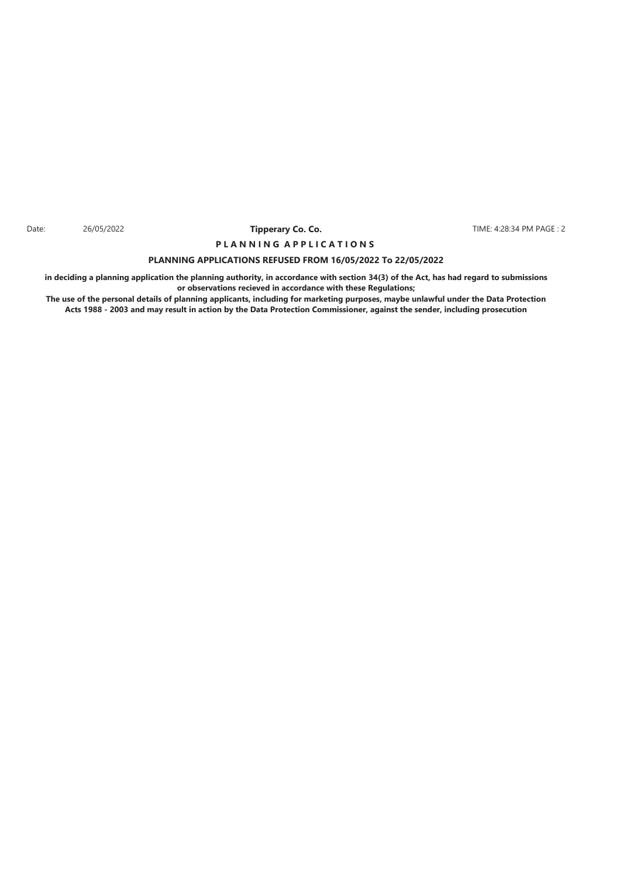Date: 26/05/2022 **Tipperary Co. Co.** TIME: 4:28:34 PM PAGE : 2

**P L A N N I N G A P P L I C A T I O N S**

**PLANNING APPLICATIONS REFUSED FROM 16/05/2022 To 22/05/2022**

**in deciding a planning application the planning authority, in accordance with section 34(3) of the Act, has had regard to submissions or observations recieved in accordance with these Regulations;**

**The use of the personal details of planning applicants, including for marketing purposes, maybe unlawful under the Data Protection Acts 1988 - 2003 and may result in action by the Data Protection Commissioner, against the sender, including prosecution**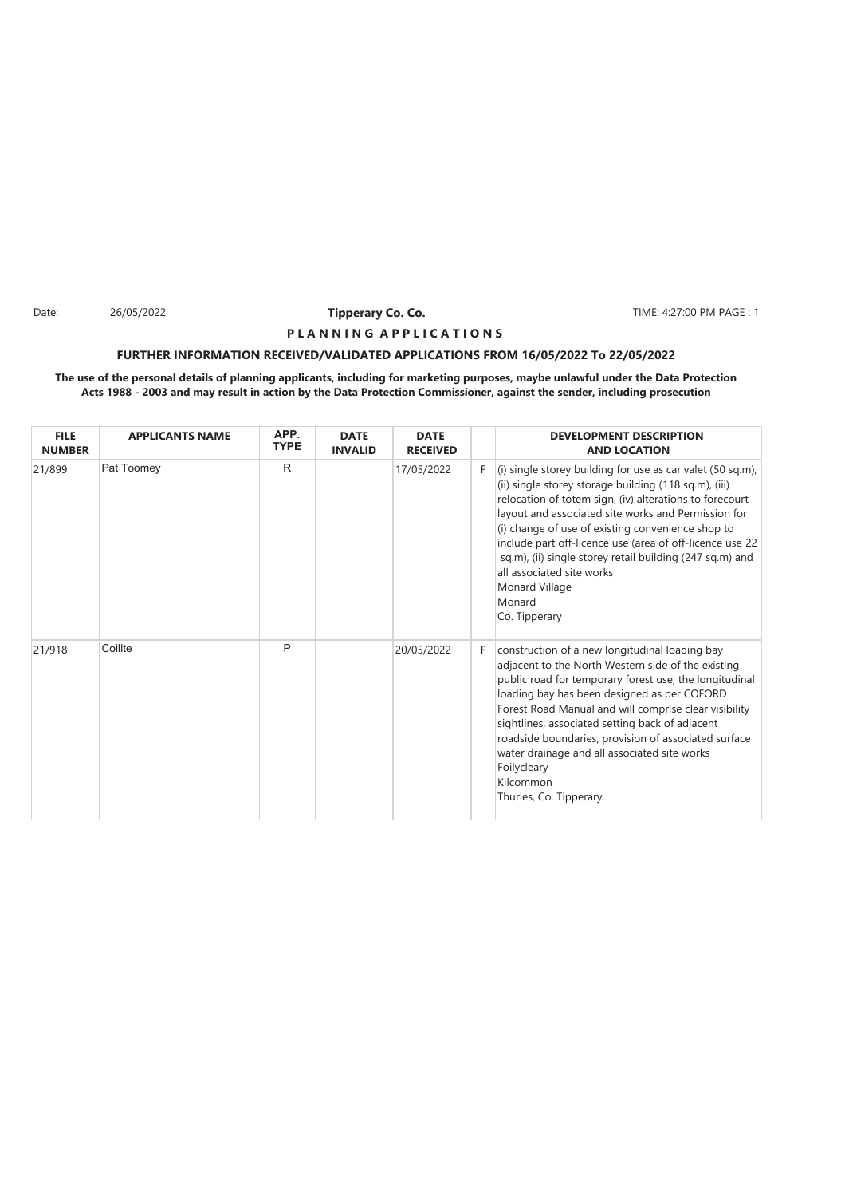Date: 26/05/2022 **Tipperary Co. Co.** TIME: 4:27:00 PM PAGE : 1

**P L A N N I N G A P P L I C A T I O N S**

**FURTHER INFORMATION RECEIVED/VALIDATED APPLICATIONS FROM 16/05/2022 To 22/05/2022**

**The use of the personal details of planning applicants, including for marketing purposes, maybe unlawful under the Data Protection Acts 1988 - 2003 and may result in action by the Data Protection Commissioner, against the sender, including prosecution**

| FILE NUMBER | APPLICANTS NAME | APP. TYPE | DATE INVALID | DATE RECEIVED | | DEVELOPMENT DESCRIPTION AND LOCATION |
|---|---|---|---|---|---|---|
| 21/899 | Pat Toomey | R | | 17/05/2022 | F | (i) single storey building for use as car valet (50 sq.m), (ii) single storey storage building (118 sq.m), (iii) relocation of totem sign, (iv) alterations to forecourt layout and associated site works and Permission for (i) change of use of existing convenience shop to include part off-licence use (area of off-licence use 22 sq.m), (ii) single storey retail building (247 sq.m) and all associated site works<br>Monard Village<br>Monard<br>Co. Tipperary |
| 21/918 | Coillte | P | | 20/05/2022 | F | construction of a new longitudinal loading bay adjacent to the North Western side of the existing public road for temporary forest use, the longitudinal loading bay has been designed as per COFORD Forest Road Manual and will comprise clear visibility sightlines, associated setting back of adjacent roadside boundaries, provision of associated surface water drainage and all associated site works<br>Foilycleary<br>Kilcommon<br>Thurles, Co. Tipperary |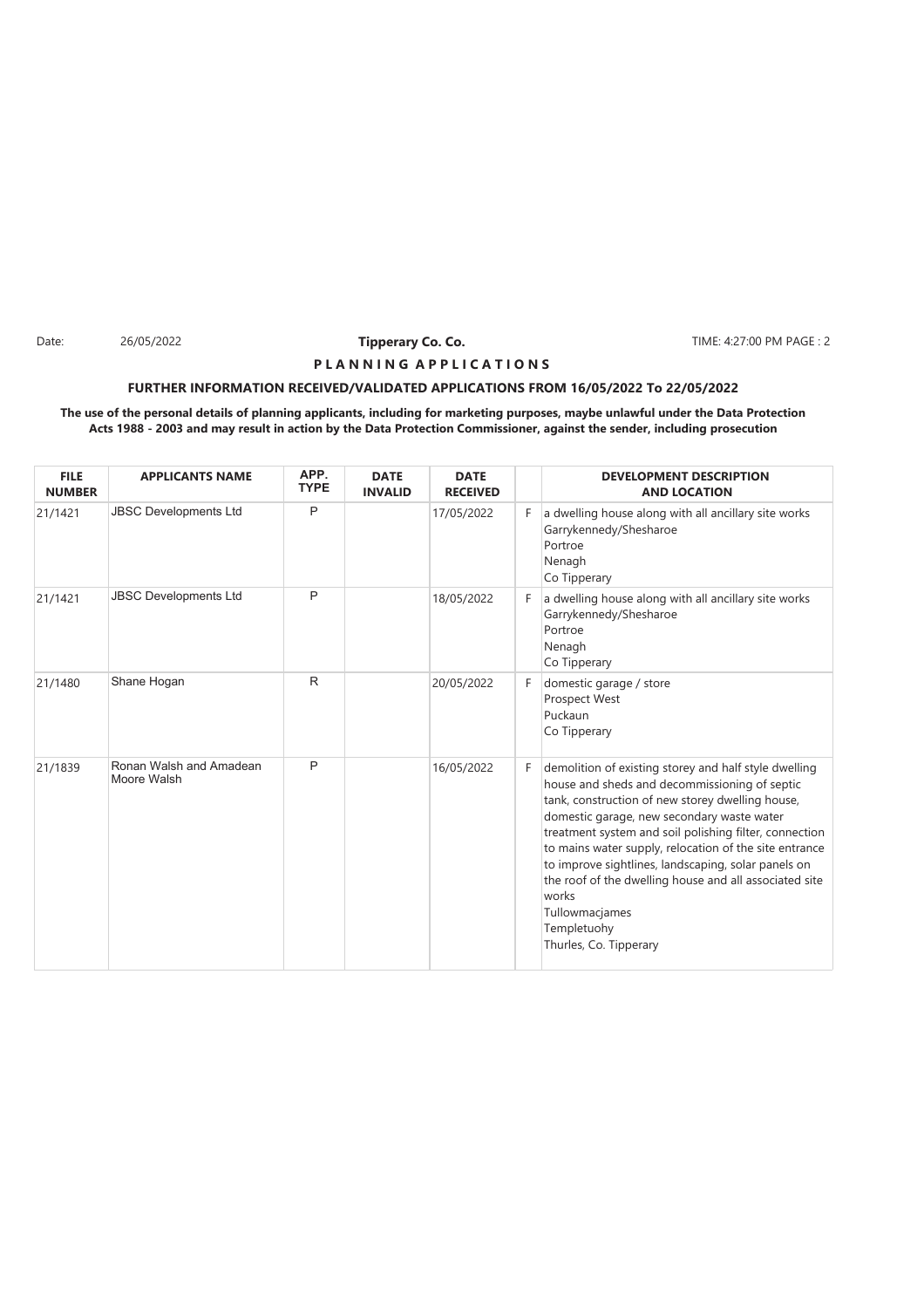Date: 26/05/2022 **Tipperary Co. Co.** TIME: 4:27:00 PM PAGE : 2

**P L A N N I N G A P P L I C A T I O N S**

**FURTHER INFORMATION RECEIVED/VALIDATED APPLICATIONS FROM 16/05/2022 To 22/05/2022**

**The use of the personal details of planning applicants, including for marketing purposes, maybe unlawful under the Data Protection Acts 1988 - 2003 and may result in action by the Data Protection Commissioner, against the sender, including prosecution**

| FILE NUMBER | APPLICANTS NAME | APP. TYPE | DATE INVALID | DATE RECEIVED | | DEVELOPMENT DESCRIPTION AND LOCATION |
|---|---|---|---|---|---|---|
| 21/1421 | JBSC Developments Ltd | P | | 17/05/2022 | F | a dwelling house along with all ancillary site works<br>Garrykennedy/Shesharoe<br>Portroe<br>Nenagh<br>Co Tipperary |
| 21/1421 | JBSC Developments Ltd | P | | 18/05/2022 | F | a dwelling house along with all ancillary site works<br>Garrykennedy/Shesharoe<br>Portroe<br>Nenagh<br>Co Tipperary |
| 21/1480 | Shane Hogan | R | | 20/05/2022 | F | domestic garage / store<br>Prospect West<br>Puckaun<br>Co Tipperary |
| 21/1839 | Ronan Walsh and Amadean Moore Walsh | P | | 16/05/2022 | F | demolition of existing storey and half style dwelling house and sheds and decommissioning of septic tank, construction of new storey dwelling house, domestic garage, new secondary waste water treatment system and soil polishing filter, connection to mains water supply, relocation of the site entrance to improve sightlines, landscaping, solar panels on the roof of the dwelling house and all associated site works<br>Tullowmacjames<br>Templetuohy<br>Thurles, Co. Tipperary |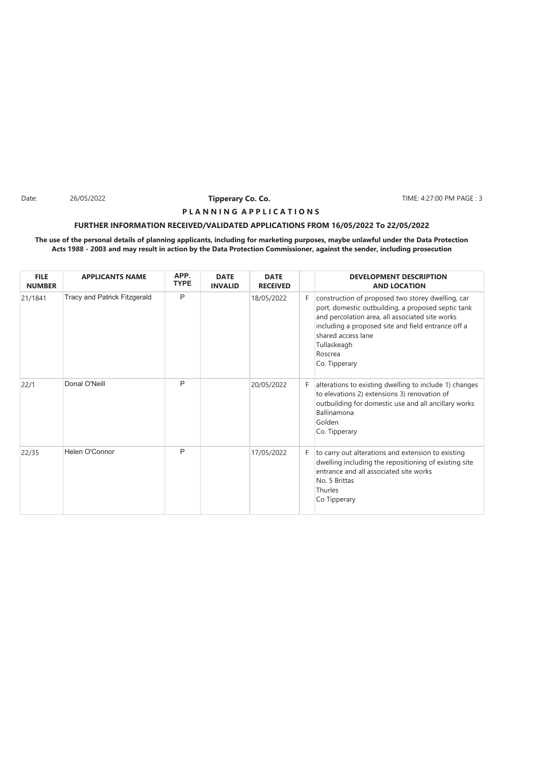Date: 26/05/2022 **Tipperary Co. Co.** TIME: 4:27:00 PM PAGE : 3

**P L A N N I N G A P P L I C A T I O N S**

**FURTHER INFORMATION RECEIVED/VALIDATED APPLICATIONS FROM 16/05/2022 To 22/05/2022**

**The use of the personal details of planning applicants, including for marketing purposes, maybe unlawful under the Data Protection Acts 1988 - 2003 and may result in action by the Data Protection Commissioner, against the sender, including prosecution**

| FILE NUMBER | APPLICANTS NAME | APP. TYPE | DATE INVALID | DATE RECEIVED | | DEVELOPMENT DESCRIPTION AND LOCATION |
|---|---|---|---|---|---|---|
| 21/1841 | Tracy and Patrick Fitzgerald | P | | 18/05/2022 | F | construction of proposed two storey dwelling, car port, domestic outbuilding, a proposed septic tank and percolation area, all associated site works including a proposed site and field entrance off a shared access lane<br>Tullaskeagh<br>Roscrea<br>Co. Tipperary |
| 22/1 | Donal O'Neill | P | | 20/05/2022 | F | alterations to existing dwelling to include 1) changes to elevations 2) extensions 3) renovation of outbuilding for domestic use and all ancillary works<br>Ballinamona<br>Golden<br>Co. Tipperary |
| 22/35 | Helen O'Connor | P | | 17/05/2022 | F | to carry out alterations and extension to existing dwelling including the repositioning of existing site entrance and all associated site works<br>No. 5 Brittas<br>Thurles<br>Co Tipperary |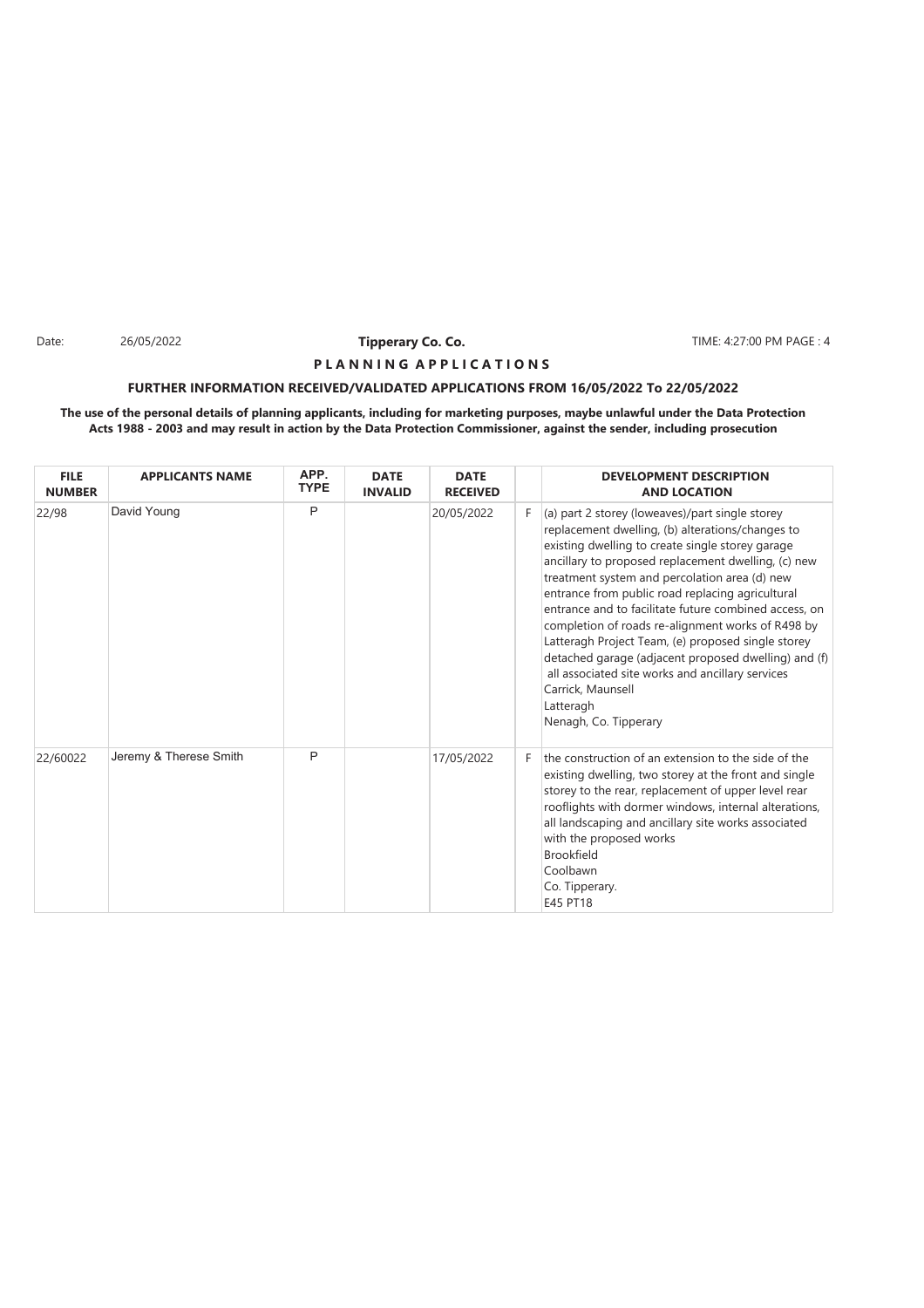**Tipperary Co. Co.**

**P L A N N I N G  A P P L I C A T I O N S**

**FURTHER INFORMATION RECEIVED/VALIDATED APPLICATIONS FROM 16/05/2022 To 22/05/2022**

**The use of the personal details of planning applicants, including for marketing purposes, maybe unlawful under the Data Protection Acts 1988 - 2003 and may result in action by the Data Protection Commissioner, against the sender, including prosecution**

| FILE NUMBER | APPLICANTS NAME | APP. TYPE | DATE INVALID | DATE RECEIVED | | DEVELOPMENT DESCRIPTION AND LOCATION |
|---|---|---|---|---|---|---|
| 22/98 | David Young | P | | 20/05/2022 | F | (a) part 2 storey (loweaves)/part single storey replacement dwelling, (b) alterations/changes to existing dwelling to create single storey garage ancillary to proposed replacement dwelling, (c) new treatment system and percolation area (d) new entrance from public road replacing agricultural entrance and to facilitate future combined access, on completion of roads re-alignment works of R498 by Latteragh Project Team, (e) proposed single storey detached garage (adjacent proposed dwelling) and (f) all associated site works and ancillary services Carrick, Maunsell Latteragh Nenagh, Co. Tipperary |
| 22/60022 | Jeremy & Therese Smith | P | | 17/05/2022 | F | the construction of an extension to the side of the existing dwelling, two storey at the front and single storey to the rear, replacement of upper level rear rooflights with dormer windows, internal alterations, all landscaping and ancillary site works associated with the proposed works Brookfield Coolbawn Co. Tipperary. E45 PT18 |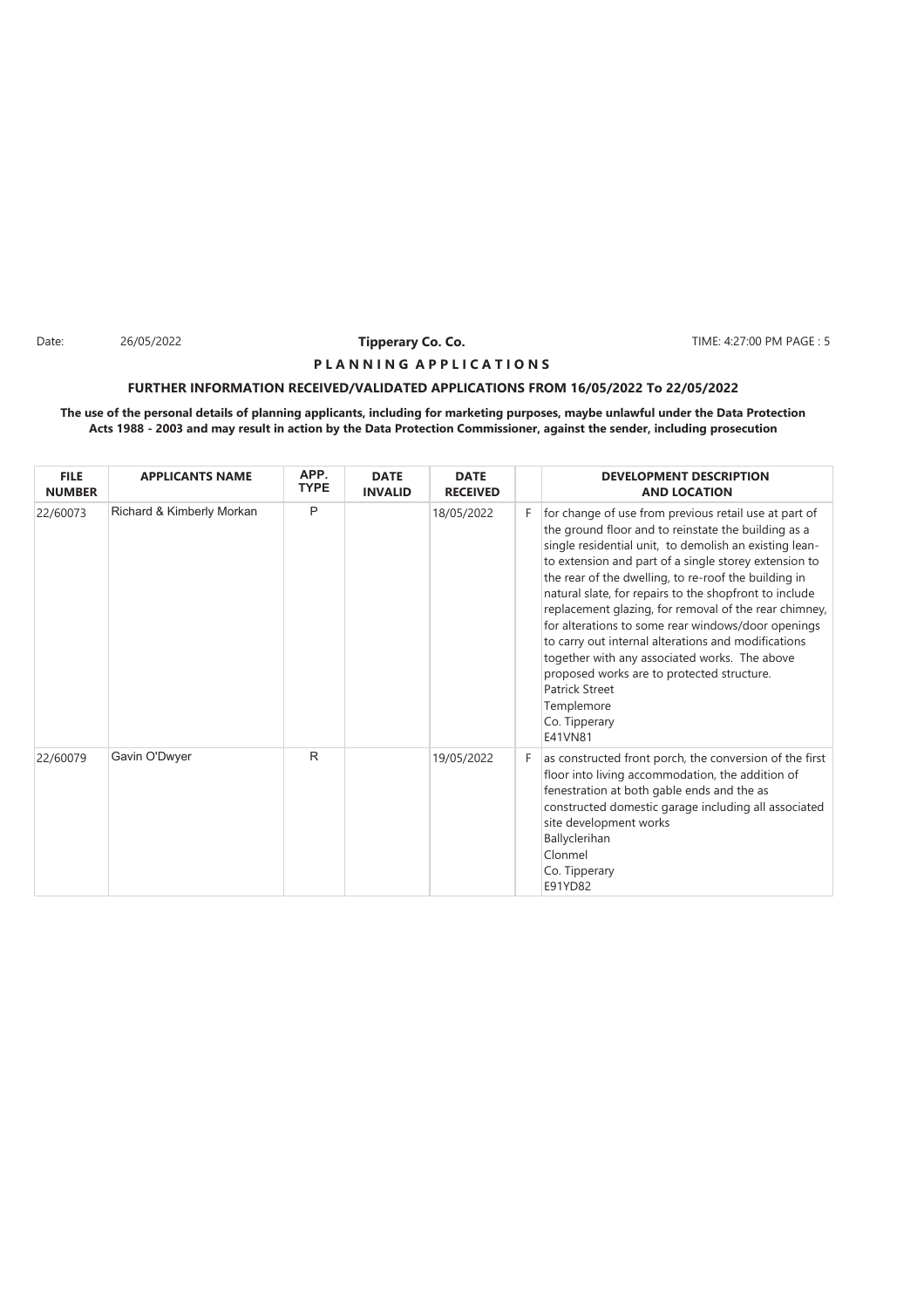**Tipperary Co. Co.**

**P L A N N I N G A P P L I C A T I O N S**

**FURTHER INFORMATION RECEIVED/VALIDATED APPLICATIONS FROM 16/05/2022 To 22/05/2022**

**The use of the personal details of planning applicants, including for marketing purposes, maybe unlawful under the Data Protection Acts 1988 - 2003 and may result in action by the Data Protection Commissioner, against the sender, including prosecution**

| FILE NUMBER | APPLICANTS NAME | APP. TYPE | DATE INVALID | DATE RECEIVED | | DEVELOPMENT DESCRIPTION AND LOCATION |
|---|---|---|---|---|---|---|
| 22/60073 | Richard & Kimberly Morkan | P | | 18/05/2022 | F | for change of use from previous retail use at part of the ground floor and to reinstate the building as a single residential unit, to demolish an existing lean-to extension and part of a single storey extension to the rear of the dwelling, to re-roof the building in natural slate, for repairs to the shopfront to include replacement glazing, for removal of the rear chimney, for alterations to some rear windows/door openings to carry out internal alterations and modifications together with any associated works. The above proposed works are to protected structure. Patrick Street Templemore Co. Tipperary E41VN81 |
| 22/60079 | Gavin O'Dwyer | R | | 19/05/2022 | F | as constructed front porch, the conversion of the first floor into living accommodation, the addition of fenestration at both gable ends and the as constructed domestic garage including all associated site development works Ballyclerihan Clonmel Co. Tipperary E91YD82 |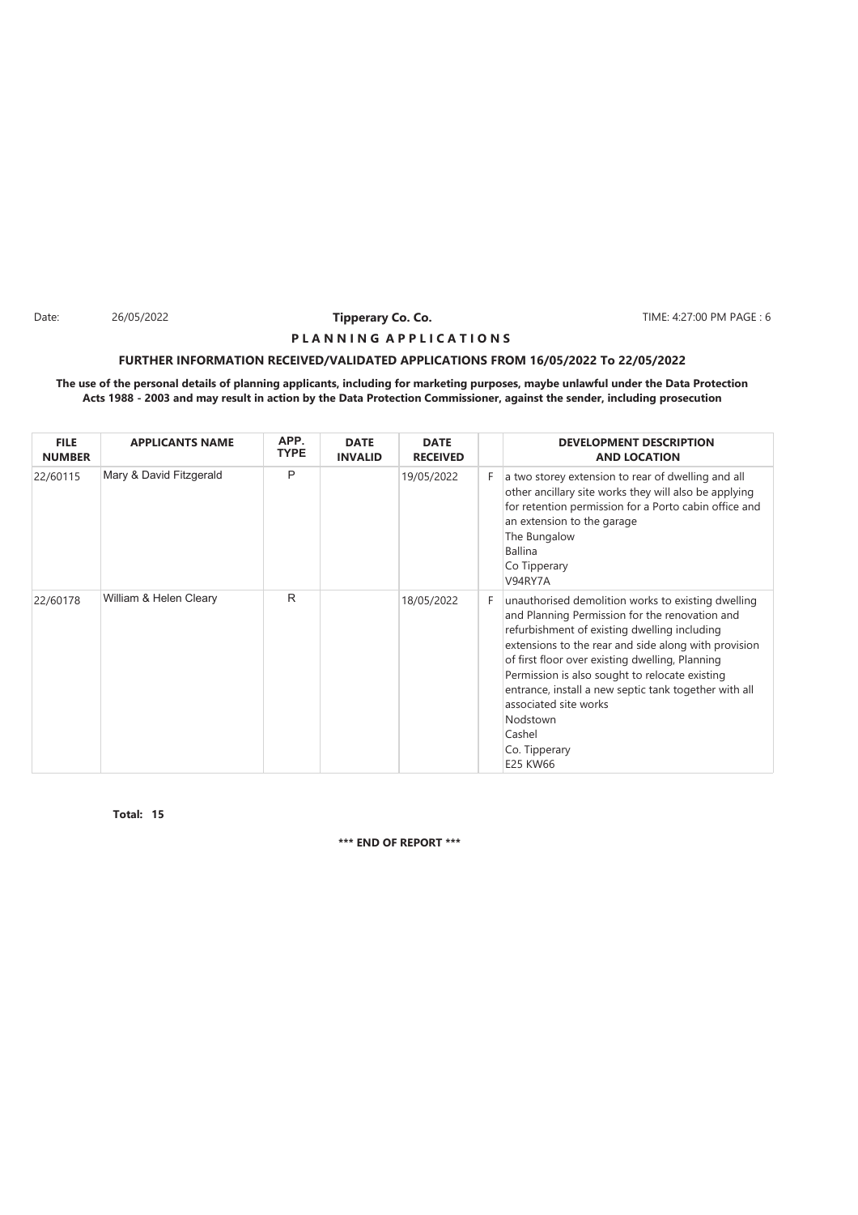Date: 26/05/2022 **Tipperary Co. Co.** TIME: 4:27:00 PM PAGE : 6

**P L A N N I N G A P P L I C A T I O N S**

**FURTHER INFORMATION RECEIVED/VALIDATED APPLICATIONS FROM 16/05/2022 To 22/05/2022**

**The use of the personal details of planning applicants, including for marketing purposes, maybe unlawful under the Data Protection Acts 1988 - 2003 and may result in action by the Data Protection Commissioner, against the sender, including prosecution**

| FILE NUMBER | APPLICANTS NAME | APP. TYPE | DATE INVALID | DATE RECEIVED | | DEVELOPMENT DESCRIPTION AND LOCATION |
|---|---|---|---|---|---|---|
| 22/60115 | Mary & David Fitzgerald | P | | 19/05/2022 | F | a two storey extension to rear of dwelling and all other ancillary site works they will also be applying for retention permission for a Porto cabin office and an extension to the garage<br>The Bungalow<br>Ballina<br>Co Tipperary<br>V94RY7A |
| 22/60178 | William & Helen Cleary | R | | 18/05/2022 | F | unauthorised demolition works to existing dwelling and Planning Permission for the renovation and refurbishment of existing dwelling including extensions to the rear and side along with provision of first floor over existing dwelling, Planning Permission is also sought to relocate existing entrance, install a new septic tank together with all associated site works<br>Nodstown<br>Cashel<br>Co. Tipperary<br>E25 KW66 |

**Total: 15**

**\*\*\* END OF REPORT \*\*\***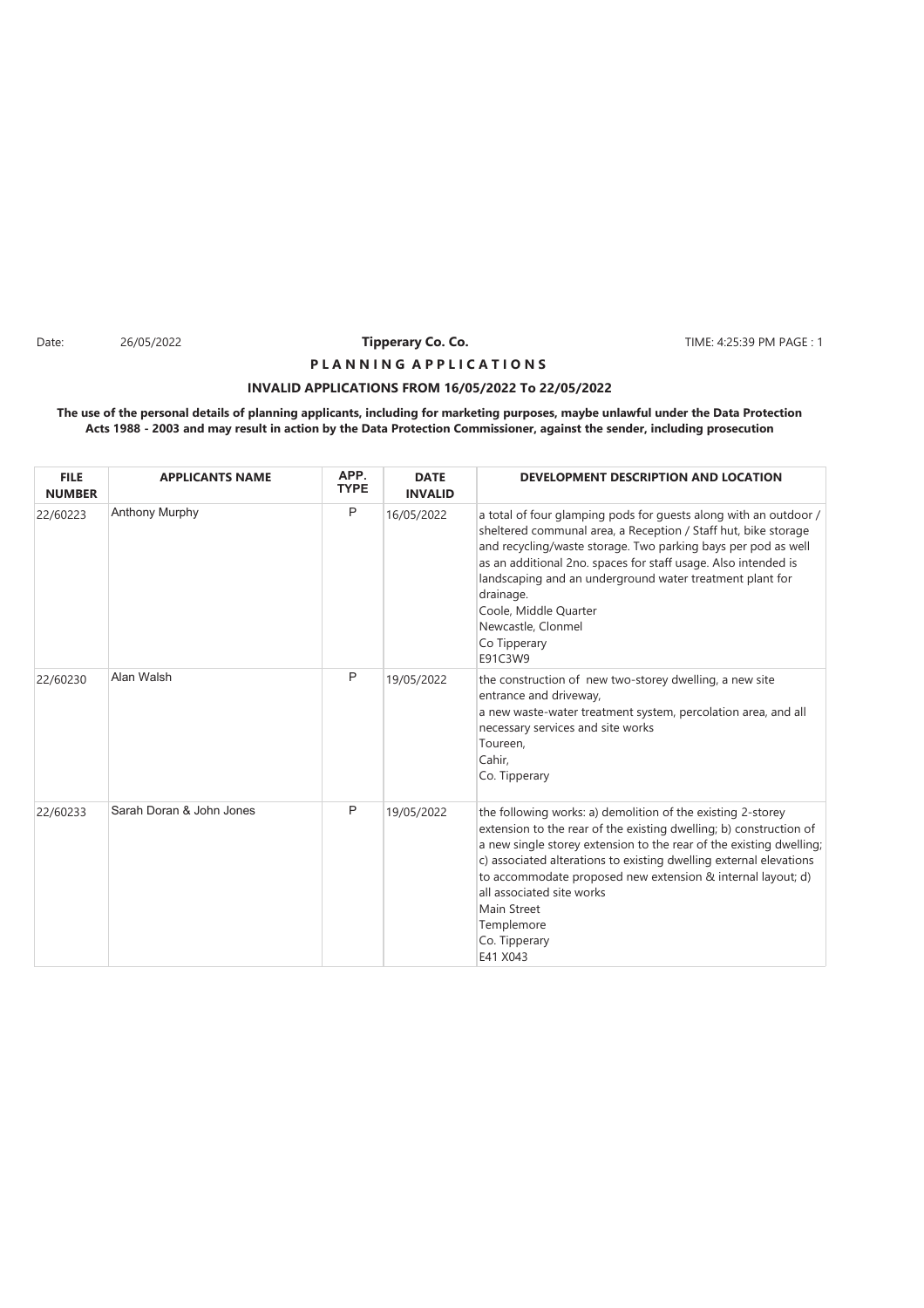Date: 26/05/2022 **Tipperary Co. Co.** TIME: 4:25:39 PM PAGE : 1

**P L A N N I N G A P P L I C A T I O N S**

**INVALID APPLICATIONS FROM 16/05/2022 To 22/05/2022**

**The use of the personal details of planning applicants, including for marketing purposes, maybe unlawful under the Data Protection Acts 1988 - 2003 and may result in action by the Data Protection Commissioner, against the sender, including prosecution**

| FILE NUMBER | APPLICANTS NAME | APP. TYPE | DATE INVALID | DEVELOPMENT DESCRIPTION AND LOCATION |
|---|---|---|---|---|
| 22/60223 | Anthony Murphy | P | 16/05/2022 | a total of four glamping pods for guests along with an outdoor / sheltered communal area, a Reception / Staff hut, bike storage and recycling/waste storage. Two parking bays per pod as well as an additional 2no. spaces for staff usage. Also intended is landscaping and an underground water treatment plant for drainage.<br>Coole, Middle Quarter<br>Newcastle, Clonmel<br>Co Tipperary<br>E91C3W9 |
| 22/60230 | Alan Walsh | P | 19/05/2022 | the construction of new two-storey dwelling, a new site entrance and driveway,<br>a new waste-water treatment system, percolation area, and all necessary services and site works<br>Toureen,<br>Cahir,<br>Co. Tipperary |
| 22/60233 | Sarah Doran & John Jones | P | 19/05/2022 | the following works: a) demolition of the existing 2-storey extension to the rear of the existing dwelling; b) construction of a new single storey extension to the rear of the existing dwelling; c) associated alterations to existing dwelling external elevations to accommodate proposed new extension & internal layout; d) all associated site works<br>Main Street<br>Templemore<br>Co. Tipperary<br>E41 X043 |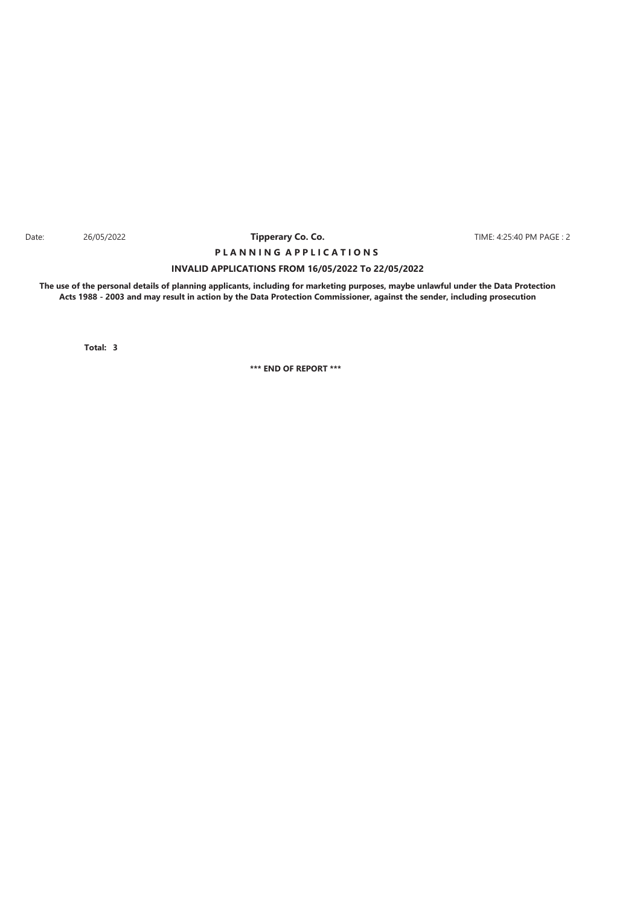Date: 26/05/2022 **Tipperary Co. Co.** TIME: 4:25:40 PM PAGE : 2

**P L A N N I N G A P P L I C A T I O N S**

**INVALID APPLICATIONS FROM 16/05/2022 To 22/05/2022**

**The use of the personal details of planning applicants, including for marketing purposes, maybe unlawful under the Data Protection Acts 1988 - 2003 and may result in action by the Data Protection Commissioner, against the sender, including prosecution**

**Total: 3**

**\*\*\* END OF REPORT \*\*\***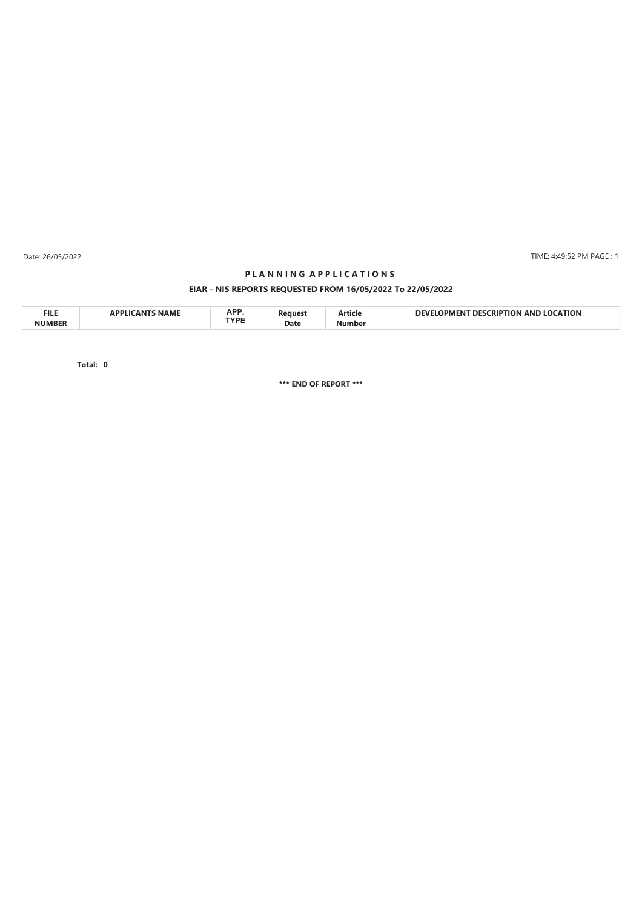Date: 26/05/2022 TIME: 4:49:52 PM

## P L A N N I N G A P P L I C A T I O N S

### EIAR - NIS REPORTS REQUESTED FROM 16/05/2022 To 22/05/2022

| FILE NUMBER | APPLICANTS NAME | APP. TYPE | Request Date | Article Number | DEVELOPMENT DESCRIPTION AND LOCATION |
|---|---|---|---|---|---|

**Total: 0**

**\*\*\* END OF REPORT \*\*\***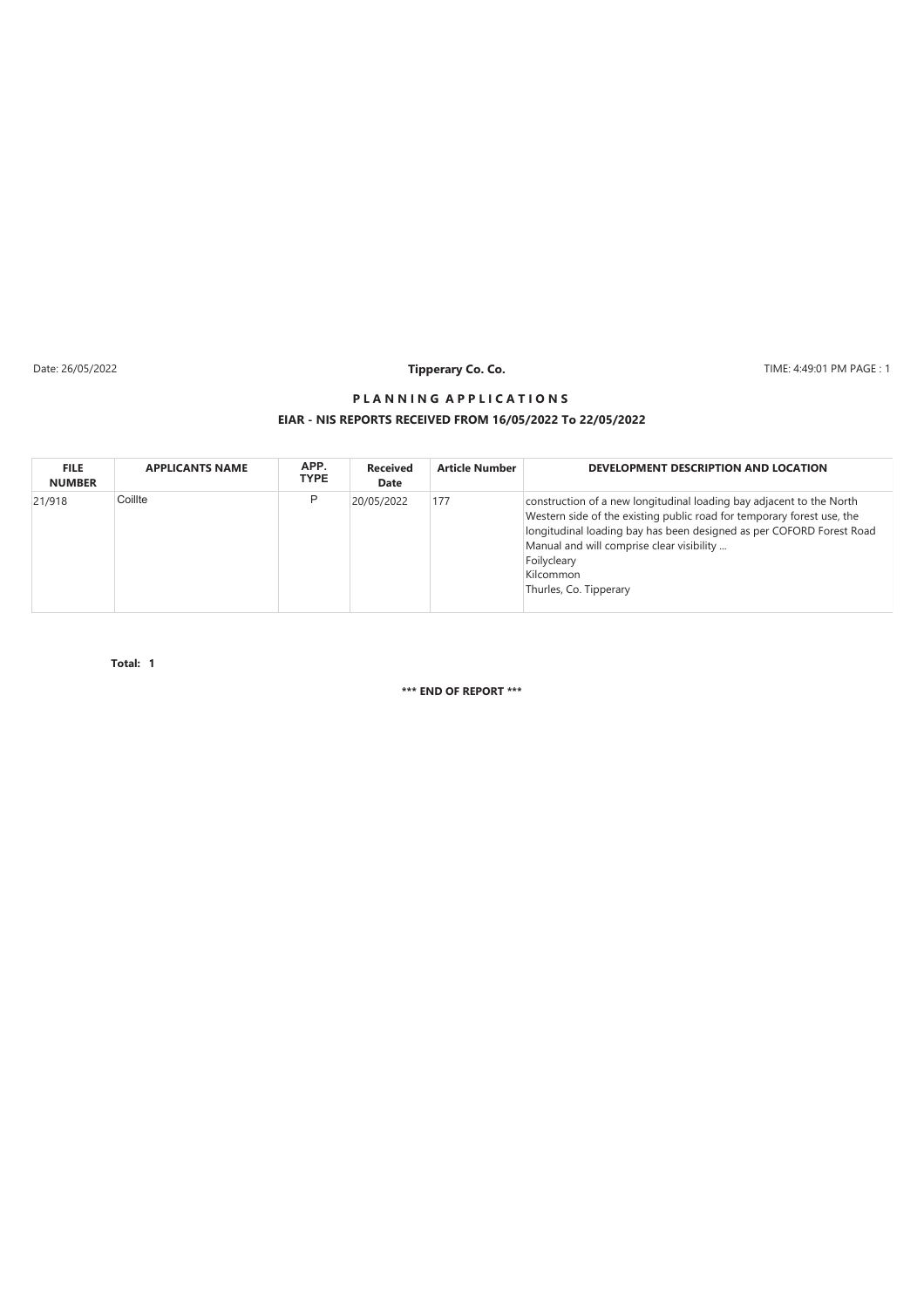Date: 26/05/2022 **Tipperary Co. Co.** TIME: 4:49:01 PM PAGE : 1

## PLANNING APPLICATIONS

### EIAR - NIS REPORTS RECEIVED FROM 16/05/2022 To 22/05/2022

| FILE NUMBER | APPLICANTS NAME | APP. TYPE | Received Date | Article Number | DEVELOPMENT DESCRIPTION AND LOCATION |
|---|---|---|---|---|---|
| 21/918 | Coillte | P | 20/05/2022 | 177 | construction of a new longitudinal loading bay adjacent to the North Western side of the existing public road for temporary forest use, the longitudinal loading bay has been designed as per COFORD Forest Road Manual and will comprise clear visibility ...<br>Foilycleary<br>Kilcommon<br>Thurles, Co. Tipperary |

**Total: 1**

**\*\*\* END OF REPORT \*\*\***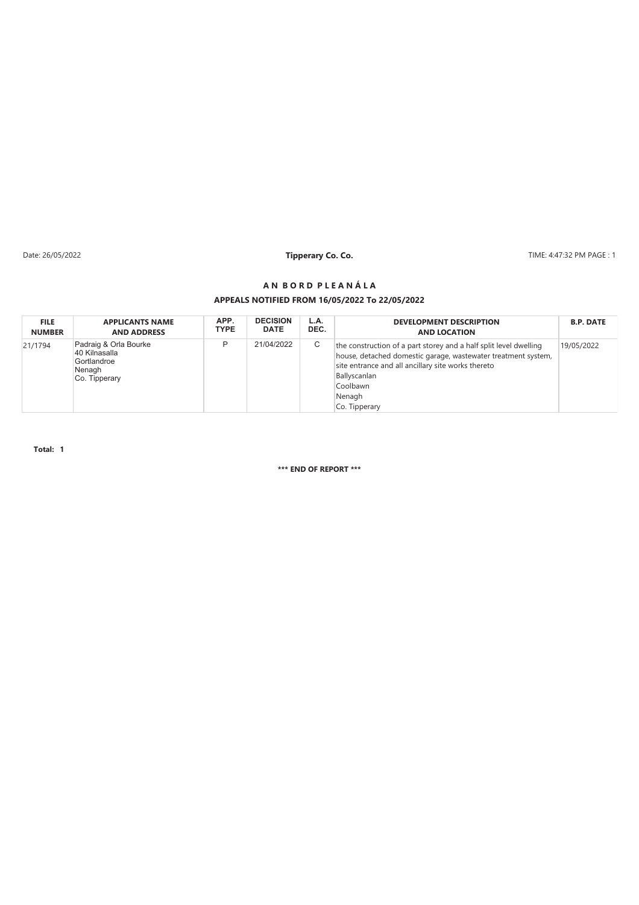Date: 26/05/2022 **Tipperary Co. Co.** TIME: 4:47:32 PM PAGE : 1

## A N B O R D P L E A N Á L A

### APPEALS NOTIFIED FROM 16/05/2022 To 22/05/2022

| FILE NUMBER | APPLICANTS NAME AND ADDRESS | APP. TYPE | DECISION DATE | L.A. DEC. | DEVELOPMENT DESCRIPTION AND LOCATION | B.P. DATE |
|---|---|---|---|---|---|---|
| 21/1794 | Padraig & Orla Bourke<br>40 Kilnasalla<br>Gortlandroe<br>Nenagh<br>Co. Tipperary | P | 21/04/2022 | C | the construction of a part storey and a half split level dwelling house, detached domestic garage, wastewater treatment system, site entrance and all ancillary site works thereto<br>Ballyscanlan<br>Coolbawn<br>Nenagh<br>Co. Tipperary | 19/05/2022 |

**Total: 1**

**\*\*\* END OF REPORT \*\*\***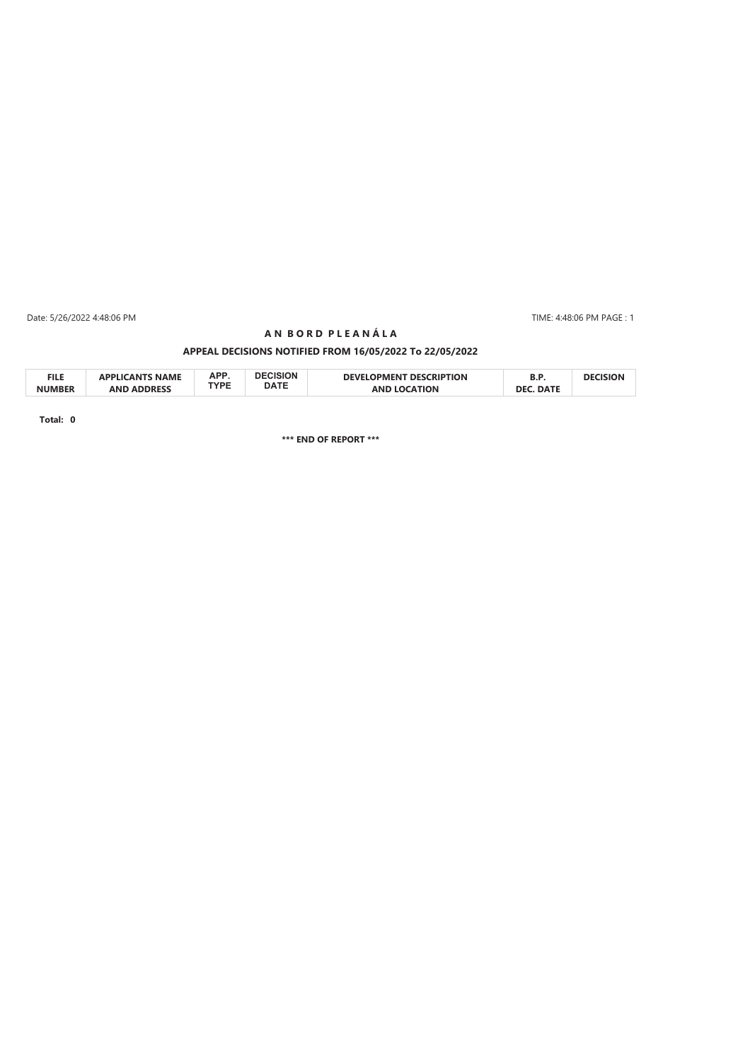# A N B O R D P L E A N Á L A

## APPEAL DECISIONS NOTIFIED FROM 16/05/2022 To 22/05/2022

| FILE NUMBER | APPLICANTS NAME AND ADDRESS | APP. TYPE | DECISION DATE | DEVELOPMENT DESCRIPTION AND LOCATION | B.P. DEC. DATE | DECISION |
|---|---|---|---|---|---|---|

**Total: 0**

**\*\*\* END OF REPORT \*\*\***